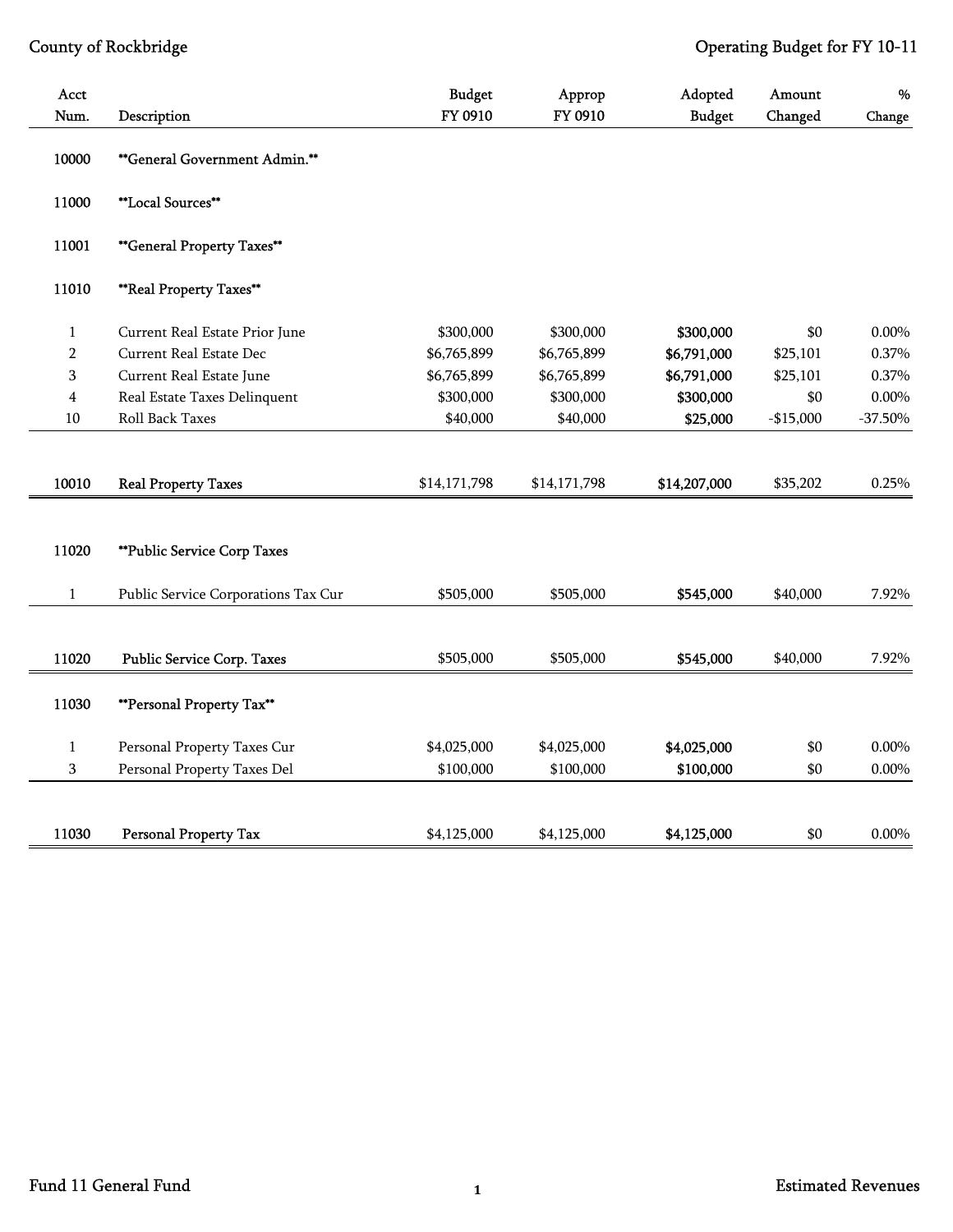County of Rockbridge — Operating Budget for FY 10-11

| Acct Num. | Description | Budget FY 0910 | Approp FY 0910 | Adopted Budget | Amount Changed | % Change |
|---|---|---|---|---|---|---|
| 10000 | **General Government Admin.** | | | | | |
| 11000 | **Local Sources** | | | | | |
| 11001 | **General Property Taxes** | | | | | |
| 11010 | **Real Property Taxes** | | | | | |
| 1 | Current Real Estate Prior June | $300,000 | $300,000 | $300,000 | $0 | 0.00% |
| 2 | Current Real Estate Dec | $6,765,899 | $6,765,899 | $6,791,000 | $25,101 | 0.37% |
| 3 | Current Real Estate June | $6,765,899 | $6,765,899 | $6,791,000 | $25,101 | 0.37% |
| 4 | Real Estate Taxes Delinquent | $300,000 | $300,000 | $300,000 | $0 | 0.00% |
| 10 | Roll Back Taxes | $40,000 | $40,000 | $25,000 | -$15,000 | -37.50% |
| 10010 | Real Property Taxes | $14,171,798 | $14,171,798 | $14,207,000 | $35,202 | 0.25% |
| 11020 | **Public Service Corp Taxes | | | | | |
| 1 | Public Service Corporations Tax Cur | $505,000 | $505,000 | $545,000 | $40,000 | 7.92% |
| 11020 | Public Service Corp. Taxes | $505,000 | $505,000 | $545,000 | $40,000 | 7.92% |
| 11030 | **Personal Property Tax** | | | | | |
| 1 | Personal Property Taxes Cur | $4,025,000 | $4,025,000 | $4,025,000 | $0 | 0.00% |
| 3 | Personal Property Taxes Del | $100,000 | $100,000 | $100,000 | $0 | 0.00% |
| 11030 | Personal Property Tax | $4,125,000 | $4,125,000 | $4,125,000 | $0 | 0.00% |

Fund 11 General Fund — Estimated Revenues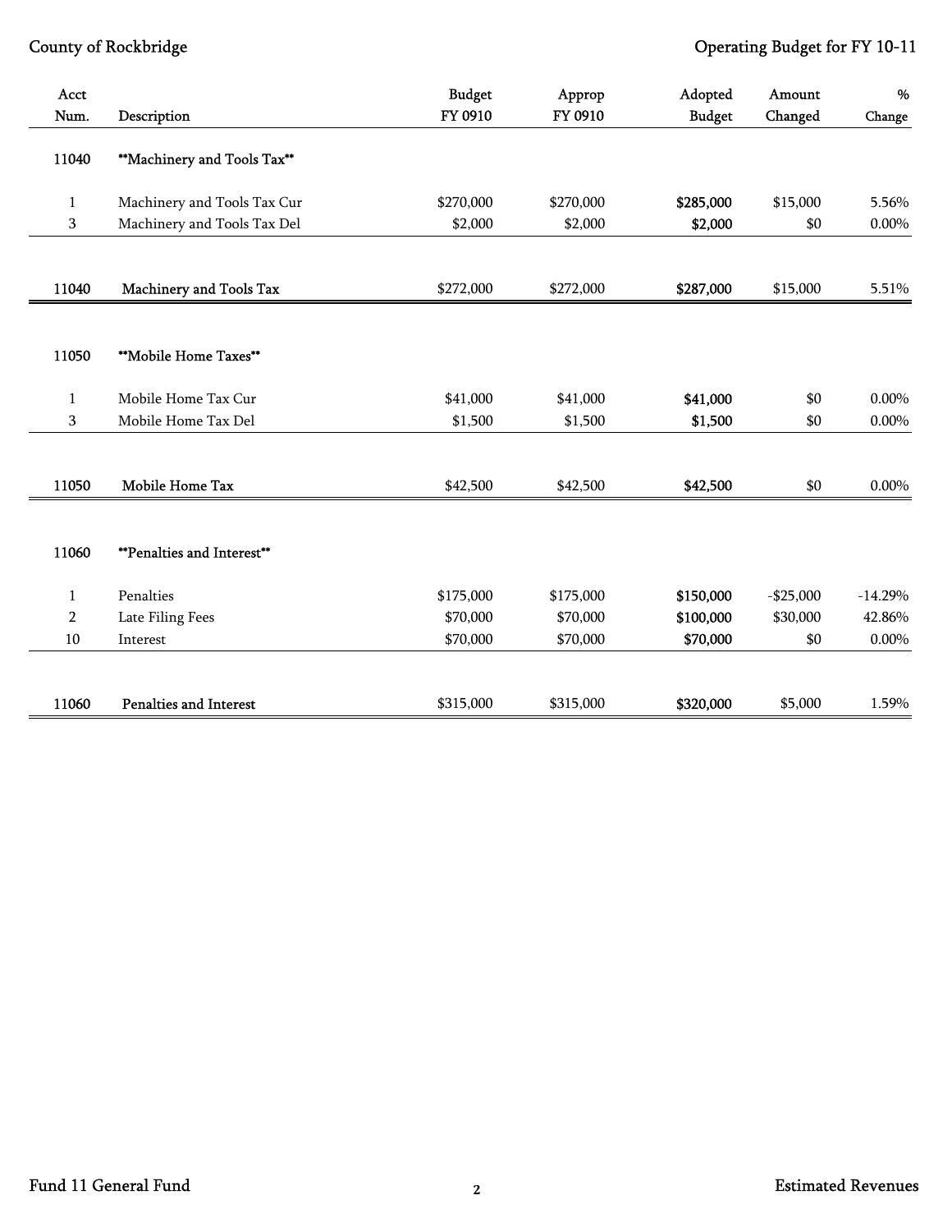| Acct Num. | Description | Budget FY 0910 | Approp FY 0910 | Adopted Budget | Amount Changed | % Change |
|---|---|---|---|---|---|---|
| 11040 | **Machinery and Tools Tax** | | | | | |
| 1 | Machinery and Tools Tax Cur | $270,000 | $270,000 | **$285,000** | $15,000 | 5.56% |
| 3 | Machinery and Tools Tax Del | $2,000 | $2,000 | **$2,000** | $0 | 0.00% |
| 11040 | Machinery and Tools Tax | $272,000 | $272,000 | **$287,000** | $15,000 | 5.51% |
| 11050 | **Mobile Home Taxes** | | | | | |
| 1 | Mobile Home Tax Cur | $41,000 | $41,000 | **$41,000** | $0 | 0.00% |
| 3 | Mobile Home Tax Del | $1,500 | $1,500 | **$1,500** | $0 | 0.00% |
| 11050 | Mobile Home Tax | $42,500 | $42,500 | **$42,500** | $0 | 0.00% |
| 11060 | **Penalties and Interest** | | | | | |
| 1 | Penalties | $175,000 | $175,000 | **$150,000** | -$25,000 | -14.29% |
| 2 | Late Filing Fees | $70,000 | $70,000 | **$100,000** | $30,000 | 42.86% |
| 10 | Interest | $70,000 | $70,000 | **$70,000** | $0 | 0.00% |
| 11060 | Penalties and Interest | $315,000 | $315,000 | **$320,000** | $5,000 | 1.59% |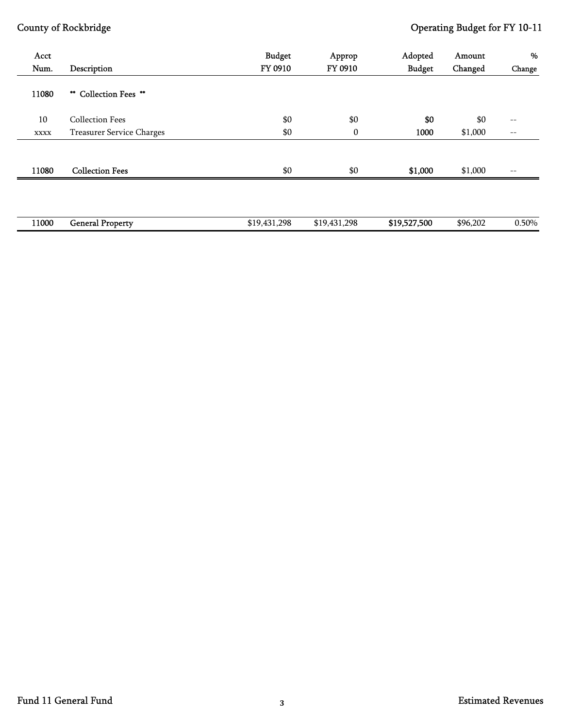| Acct Num. | Description | Budget FY 0910 | Approp FY 0910 | Adopted Budget | Amount Changed | % Change |
|---|---|---|---|---|---|---|
| 11080 | ** Collection Fees ** | | | | | |
| 10 | Collection Fees | $0 | $0 | $0 | $0 | -- |
| xxxx | Treasurer Service Charges | $0 | 0 | 1000 | $1,000 | -- |
| 11080 | Collection Fees | $0 | $0 | $1,000 | $1,000 | -- |
| 11000 | General Property | $19,431,298 | $19,431,298 | $19,527,500 | $96,202 | 0.50% |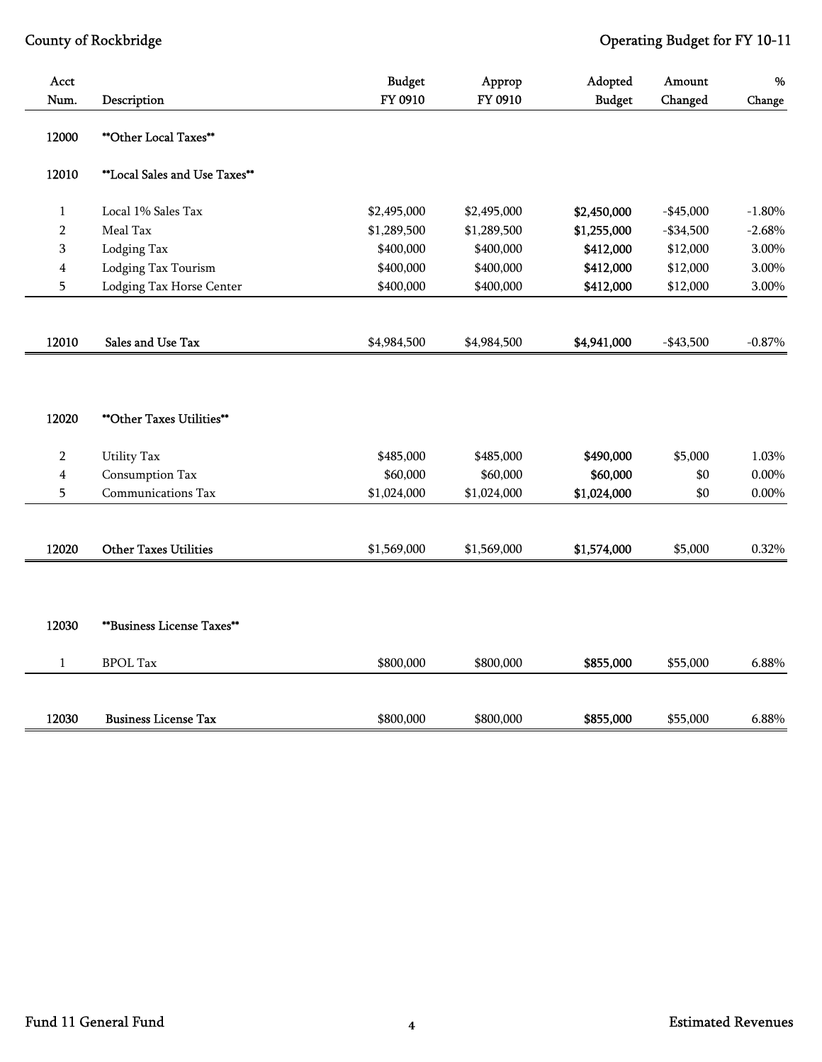| Acct Num. | Description | Budget FY 0910 | Approp FY 0910 | Adopted Budget | Amount Changed | % Change |
|---|---|---|---|---|---|---|
| 12000 | **Other Local Taxes** | | | | | |
| 12010 | **Local Sales and Use Taxes** | | | | | |
| 1 | Local 1% Sales Tax | $2,495,000 | $2,495,000 | **$2,450,000** | -$45,000 | -1.80% |
| 2 | Meal Tax | $1,289,500 | $1,289,500 | **$1,255,000** | -$34,500 | -2.68% |
| 3 | Lodging Tax | $400,000 | $400,000 | **$412,000** | $12,000 | 3.00% |
| 4 | Lodging Tax Tourism | $400,000 | $400,000 | **$412,000** | $12,000 | 3.00% |
| 5 | Lodging Tax Horse Center | $400,000 | $400,000 | **$412,000** | $12,000 | 3.00% |
| 12010 | Sales and Use Tax | $4,984,500 | $4,984,500 | **$4,941,000** | -$43,500 | -0.87% |
| 12020 | **Other Taxes Utilities** | | | | | |
| 2 | Utility Tax | $485,000 | $485,000 | **$490,000** | $5,000 | 1.03% |
| 4 | Consumption Tax | $60,000 | $60,000 | **$60,000** | $0 | 0.00% |
| 5 | Communications Tax | $1,024,000 | $1,024,000 | **$1,024,000** | $0 | 0.00% |
| 12020 | Other Taxes Utilities | $1,569,000 | $1,569,000 | **$1,574,000** | $5,000 | 0.32% |
| 12030 | **Business License Taxes** | | | | | |
| 1 | BPOL Tax | $800,000 | $800,000 | **$855,000** | $55,000 | 6.88% |
| 12030 | Business License Tax | $800,000 | $800,000 | **$855,000** | $55,000 | 6.88% |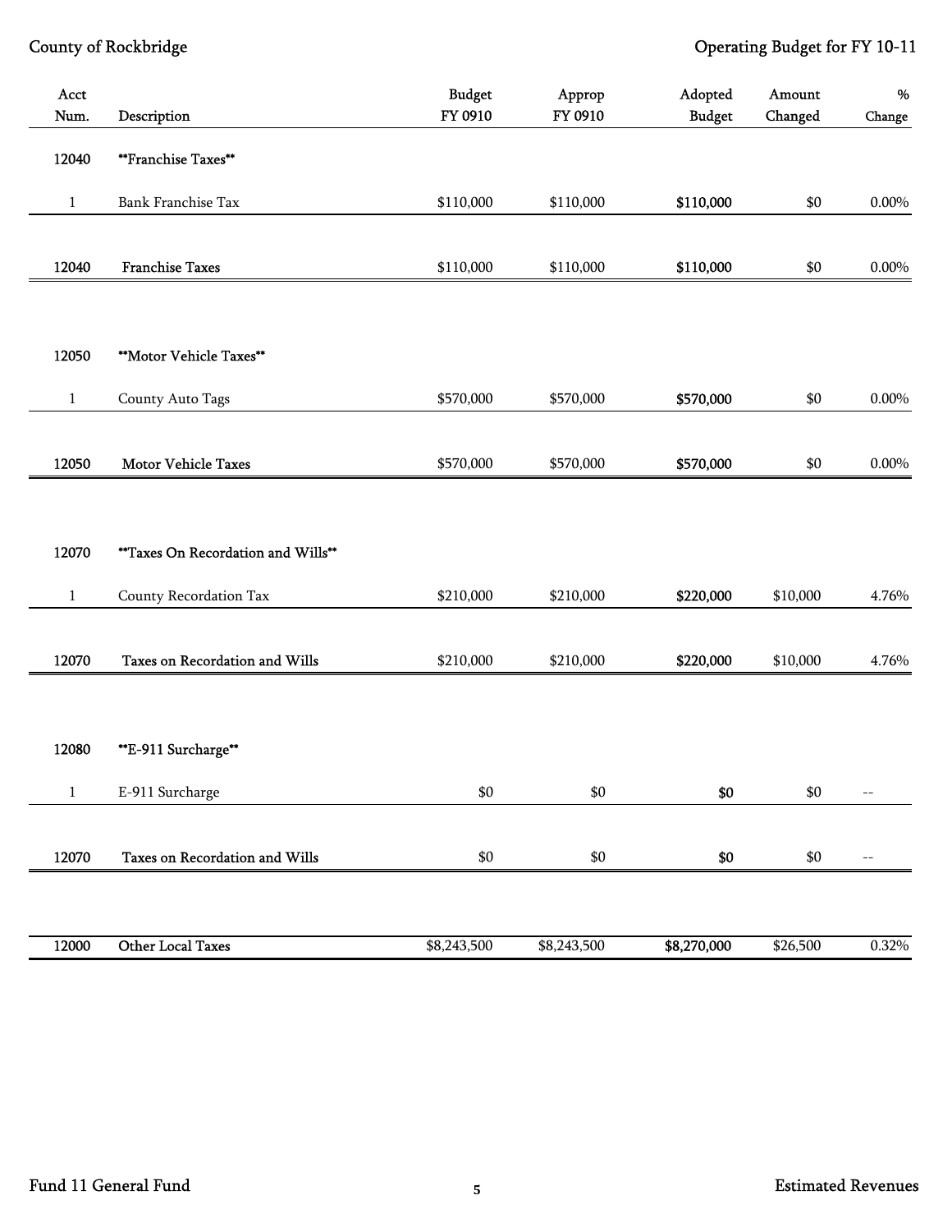| Acct Num. | Description | Budget FY 0910 | Approp FY 0910 | Adopted Budget | Amount Changed | % Change |
|---|---|---|---|---|---|---|
| 12040 | **Franchise Taxes** | | | | | |
| 1 | Bank Franchise Tax | $110,000 | $110,000 | $110,000 | $0 | 0.00% |
| 12040 | Franchise Taxes | $110,000 | $110,000 | $110,000 | $0 | 0.00% |
| 12050 | **Motor Vehicle Taxes** | | | | | |
| 1 | County Auto Tags | $570,000 | $570,000 | $570,000 | $0 | 0.00% |
| 12050 | Motor Vehicle Taxes | $570,000 | $570,000 | $570,000 | $0 | 0.00% |
| 12070 | **Taxes On Recordation and Wills** | | | | | |
| 1 | County Recordation Tax | $210,000 | $210,000 | $220,000 | $10,000 | 4.76% |
| 12070 | Taxes on Recordation and Wills | $210,000 | $210,000 | $220,000 | $10,000 | 4.76% |
| 12080 | **E-911 Surcharge** | | | | | |
| 1 | E-911 Surcharge | $0 | $0 | $0 | $0 | -- |
| 12070 | Taxes on Recordation and Wills | $0 | $0 | $0 | $0 | -- |
| 12000 | Other Local Taxes | $8,243,500 | $8,243,500 | $8,270,000 | $26,500 | 0.32% |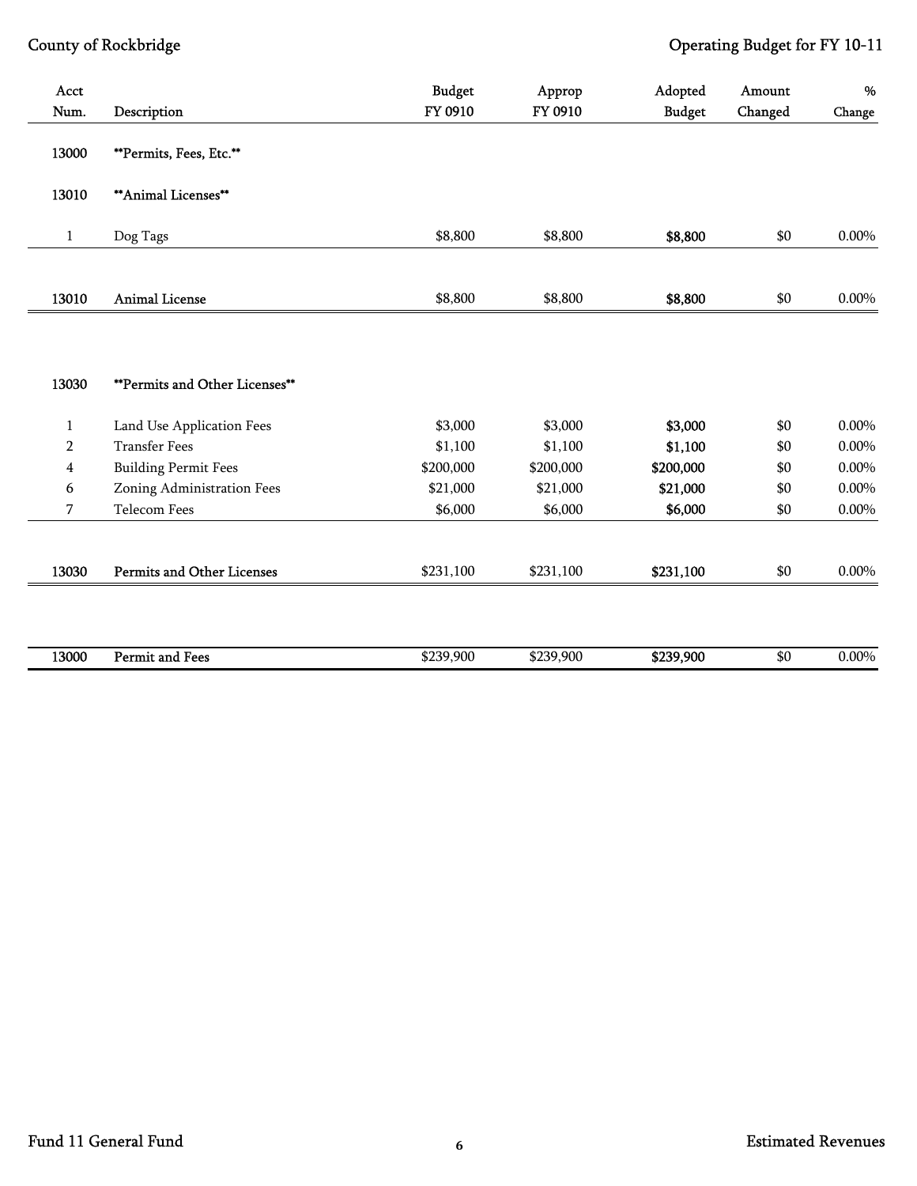| Acct Num. | Description | Budget FY 0910 | Approp FY 0910 | Adopted Budget | Amount Changed | % Change |
|---|---|---|---|---|---|---|
| 13000 | **Permits, Fees, Etc.** | | | | | |
| 13010 | **Animal Licenses** | | | | | |
| 1 | Dog Tags | $8,800 | $8,800 | **$8,800** | $0 | 0.00% |
| 13010 | Animal License | $8,800 | $8,800 | **$8,800** | $0 | 0.00% |
| 13030 | **Permits and Other Licenses** | | | | | |
| 1 | Land Use Application Fees | $3,000 | $3,000 | **$3,000** | $0 | 0.00% |
| 2 | Transfer Fees | $1,100 | $1,100 | **$1,100** | $0 | 0.00% |
| 4 | Building Permit Fees | $200,000 | $200,000 | **$200,000** | $0 | 0.00% |
| 6 | Zoning Administration Fees | $21,000 | $21,000 | **$21,000** | $0 | 0.00% |
| 7 | Telecom Fees | $6,000 | $6,000 | **$6,000** | $0 | 0.00% |
| 13030 | Permits and Other Licenses | $231,100 | $231,100 | **$231,100** | $0 | 0.00% |
| 13000 | Permit and Fees | $239,900 | $239,900 | **$239,900** | $0 | 0.00% |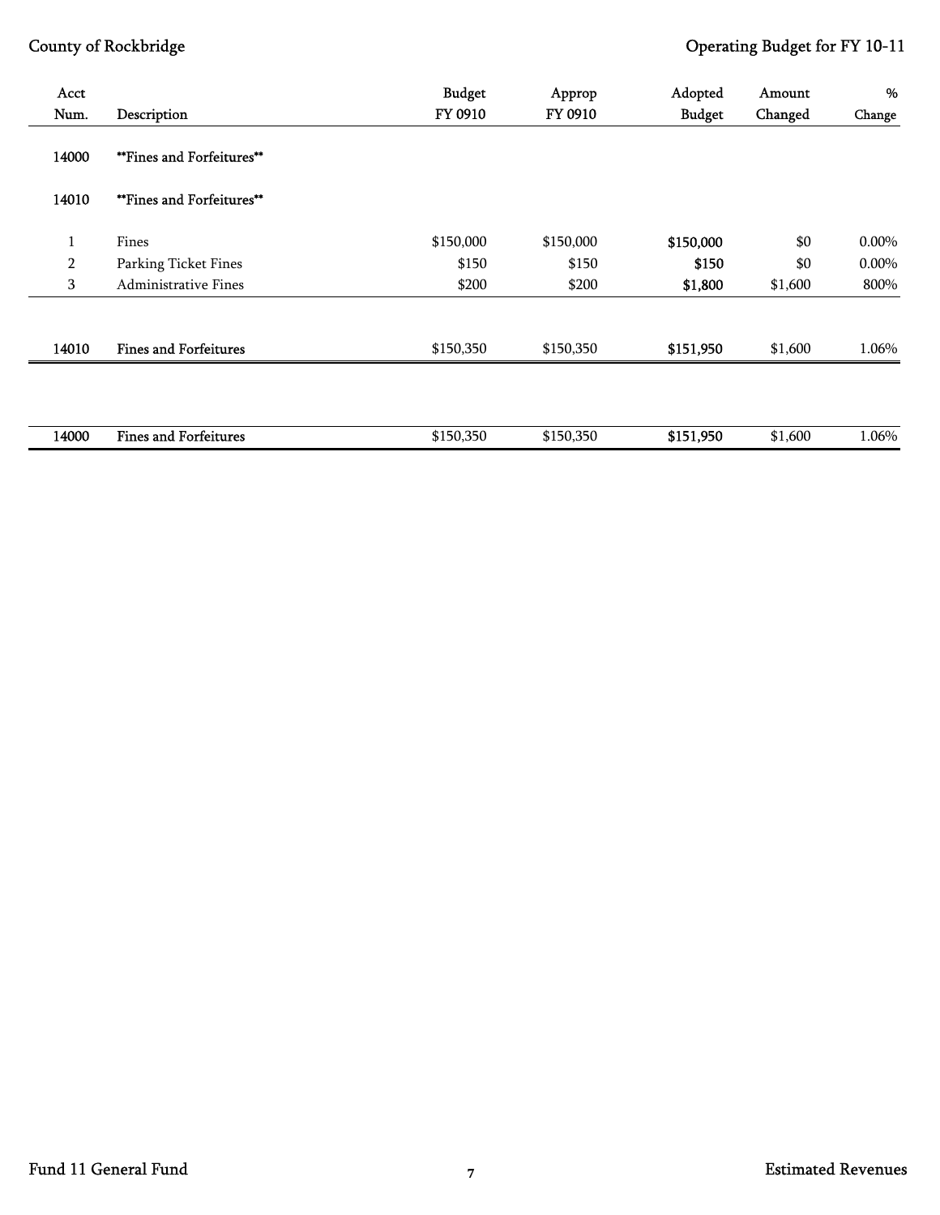| Acct Num. | Description | Budget FY 0910 | Approp FY 0910 | Adopted Budget | Amount Changed | % Change |
|---|---|---|---|---|---|---|
| 14000 | \*\*Fines and Forfeitures\*\* | | | | | |
| 14010 | \*\*Fines and Forfeitures\*\* | | | | | |
| 1 | Fines | $150,000 | $150,000 | $150,000 | $0 | 0.00% |
| 2 | Parking Ticket Fines | $150 | $150 | $150 | $0 | 0.00% |
| 3 | Administrative Fines | $200 | $200 | $1,800 | $1,600 | 800% |
| 14010 | Fines and Forfeitures | $150,350 | $150,350 | $151,950 | $1,600 | 1.06% |
| 14000 | Fines and Forfeitures | $150,350 | $150,350 | $151,950 | $1,600 | 1.06% |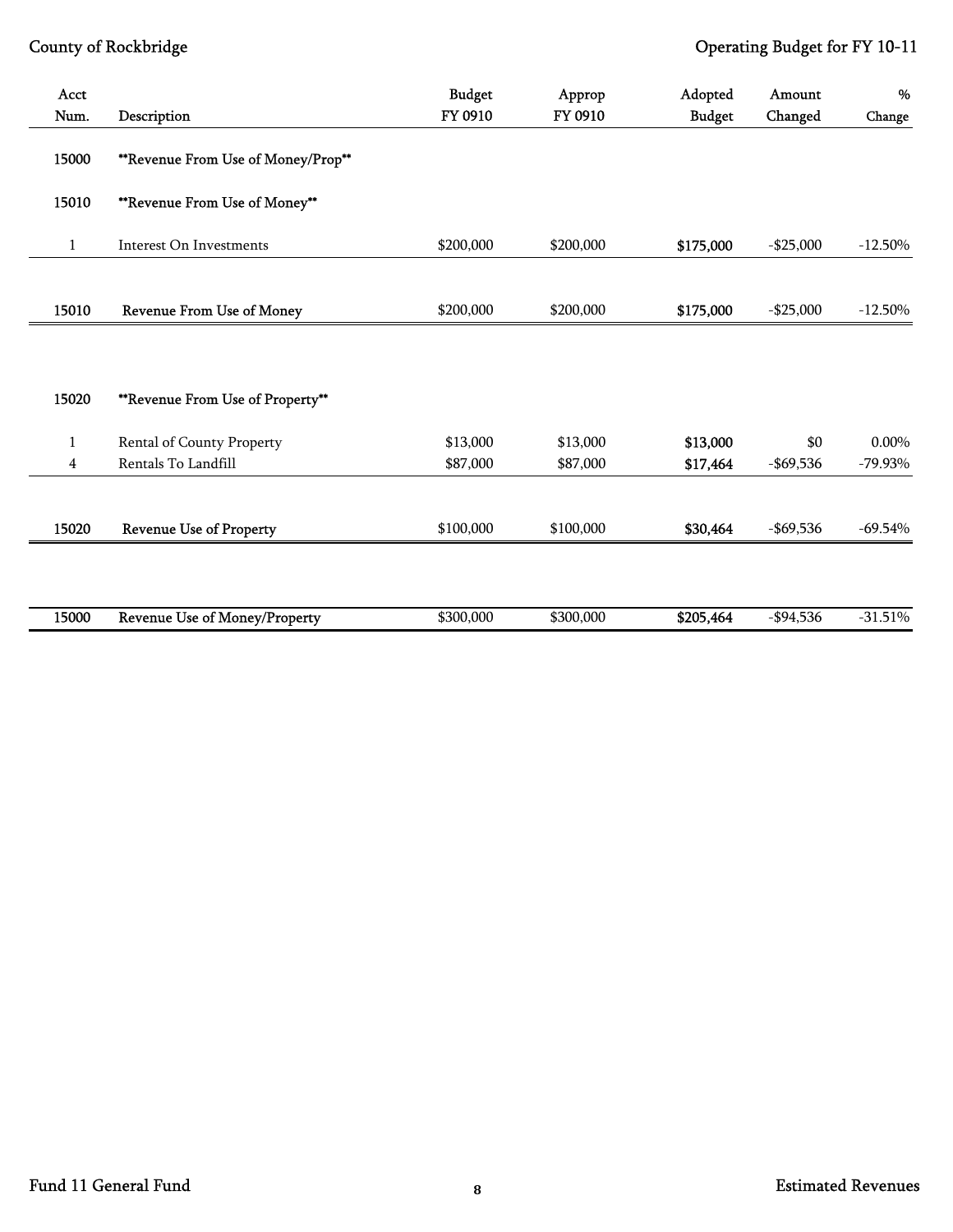| Acct Num. | Description | Budget FY 0910 | Approp FY 0910 | Adopted Budget | Amount Changed | % Change |
|---|---|---|---|---|---|---|
| 15000 | **Revenue From Use of Money/Prop** | | | | | |
| 15010 | **Revenue From Use of Money** | | | | | |
| 1 | Interest On Investments | $200,000 | $200,000 | **$175,000** | -$25,000 | -12.50% |
| 15010 | Revenue From Use of Money | $200,000 | $200,000 | **$175,000** | -$25,000 | -12.50% |
| 15020 | **Revenue From Use of Property** | | | | | |
| 1 | Rental of County Property | $13,000 | $13,000 | **$13,000** | $0 | 0.00% |
| 4 | Rentals To Landfill | $87,000 | $87,000 | **$17,464** | -$69,536 | -79.93% |
| 15020 | Revenue Use of Property | $100,000 | $100,000 | **$30,464** | -$69,536 | -69.54% |
| 15000 | Revenue Use of Money/Property | $300,000 | $300,000 | **$205,464** | -$94,536 | -31.51% |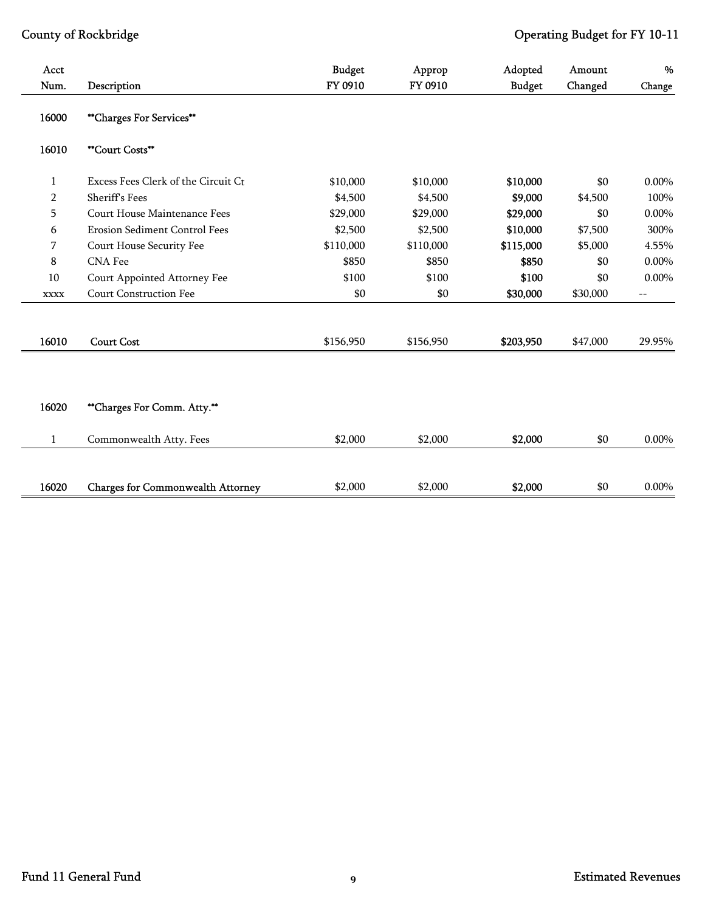| Acct Num. | Description | Budget FY 0910 | Approp FY 0910 | Adopted Budget | Amount Changed | % Change |
|---|---|---|---|---|---|---|
| 16000 | **Charges For Services** | | | | | |
| 16010 | **Court Costs** | | | | | |
| 1 | Excess Fees Clerk of the Circuit Ct | $10,000 | $10,000 | $10,000 | $0 | 0.00% |
| 2 | Sheriff's Fees | $4,500 | $4,500 | $9,000 | $4,500 | 100% |
| 5 | Court House Maintenance Fees | $29,000 | $29,000 | $29,000 | $0 | 0.00% |
| 6 | Erosion Sediment Control Fees | $2,500 | $2,500 | $10,000 | $7,500 | 300% |
| 7 | Court House Security Fee | $110,000 | $110,000 | $115,000 | $5,000 | 4.55% |
| 8 | CNA Fee | $850 | $850 | $850 | $0 | 0.00% |
| 10 | Court Appointed Attorney Fee | $100 | $100 | $100 | $0 | 0.00% |
| xxxx | Court Construction Fee | $0 | $0 | $30,000 | $30,000 | -- |
| 16010 | Court Cost | $156,950 | $156,950 | $203,950 | $47,000 | 29.95% |

| Acct Num. | Description | Budget FY 0910 | Approp FY 0910 | Adopted Budget | Amount Changed | % Change |
|---|---|---|---|---|---|---|
| 16020 | **Charges For Comm. Atty.** | | | | | |
| 1 | Commonwealth Atty. Fees | $2,000 | $2,000 | $2,000 | $0 | 0.00% |
| 16020 | Charges for Commonwealth Attorney | $2,000 | $2,000 | $2,000 | $0 | 0.00% |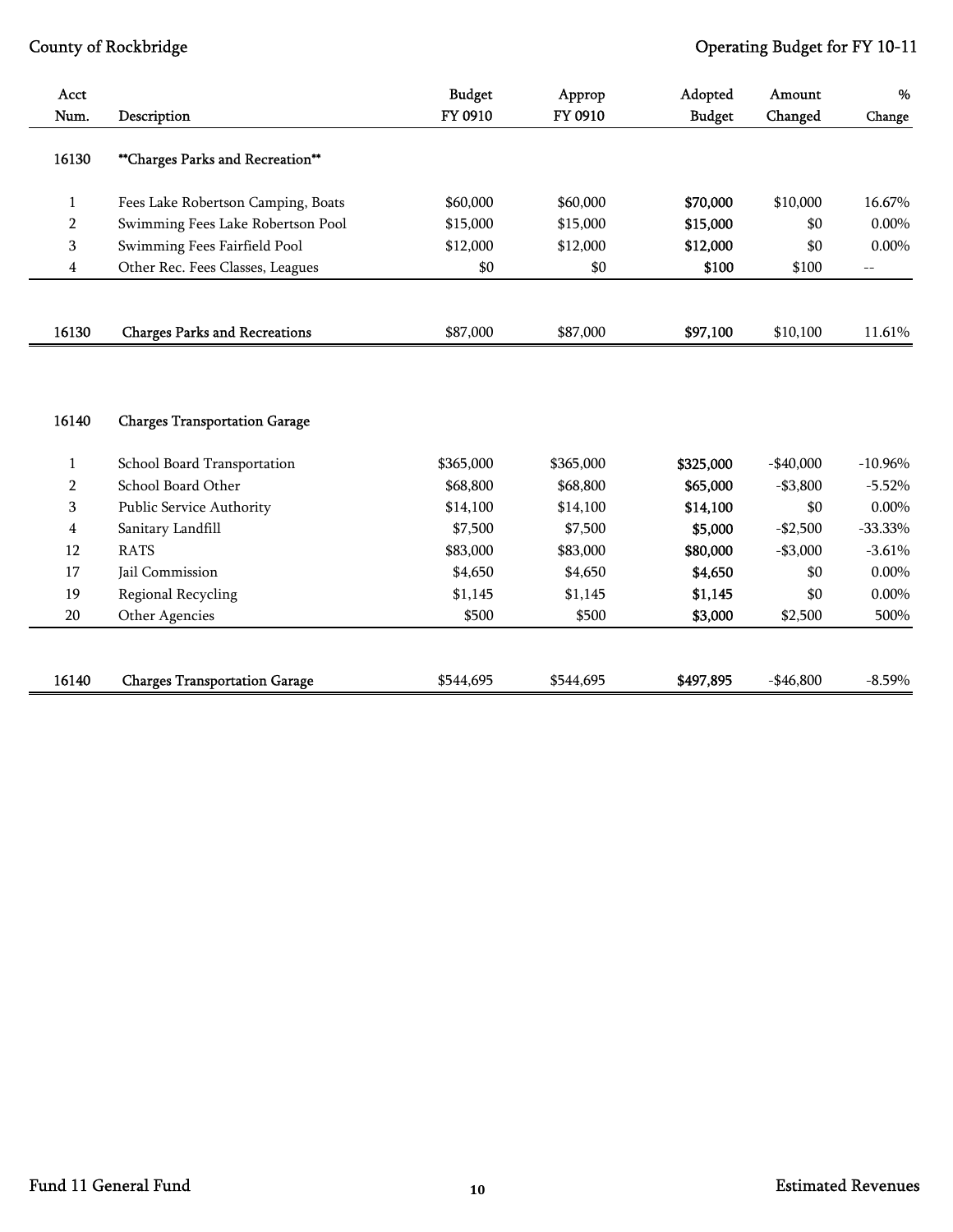| Acct Num. | Description | Budget FY 0910 | Approp FY 0910 | Adopted Budget | Amount Changed | % Change |
|---|---|---|---|---|---|---|
| 16130 | **Charges Parks and Recreation** | | | | | |
| 1 | Fees Lake Robertson Camping, Boats | $60,000 | $60,000 | **$70,000** | $10,000 | 16.67% |
| 2 | Swimming Fees Lake Robertson Pool | $15,000 | $15,000 | **$15,000** | $0 | 0.00% |
| 3 | Swimming Fees Fairfield Pool | $12,000 | $12,000 | **$12,000** | $0 | 0.00% |
| 4 | Other Rec. Fees Classes, Leagues | $0 | $0 | **$100** | $100 | -- |
| 16130 | Charges Parks and Recreations | $87,000 | $87,000 | **$97,100** | $10,100 | 11.61% |

| Acct Num. | Description | Budget FY 0910 | Approp FY 0910 | Adopted Budget | Amount Changed | % Change |
|---|---|---|---|---|---|---|
| 16140 | Charges Transportation Garage | | | | | |
| 1 | School Board Transportation | $365,000 | $365,000 | **$325,000** | -$40,000 | -10.96% |
| 2 | School Board Other | $68,800 | $68,800 | **$65,000** | -$3,800 | -5.52% |
| 3 | Public Service Authority | $14,100 | $14,100 | **$14,100** | $0 | 0.00% |
| 4 | Sanitary Landfill | $7,500 | $7,500 | **$5,000** | -$2,500 | -33.33% |
| 12 | RATS | $83,000 | $83,000 | **$80,000** | -$3,000 | -3.61% |
| 17 | Jail Commission | $4,650 | $4,650 | **$4,650** | $0 | 0.00% |
| 19 | Regional Recycling | $1,145 | $1,145 | **$1,145** | $0 | 0.00% |
| 20 | Other Agencies | $500 | $500 | **$3,000** | $2,500 | 500% |
| 16140 | Charges Transportation Garage | $544,695 | $544,695 | **$497,895** | -$46,800 | -8.59% |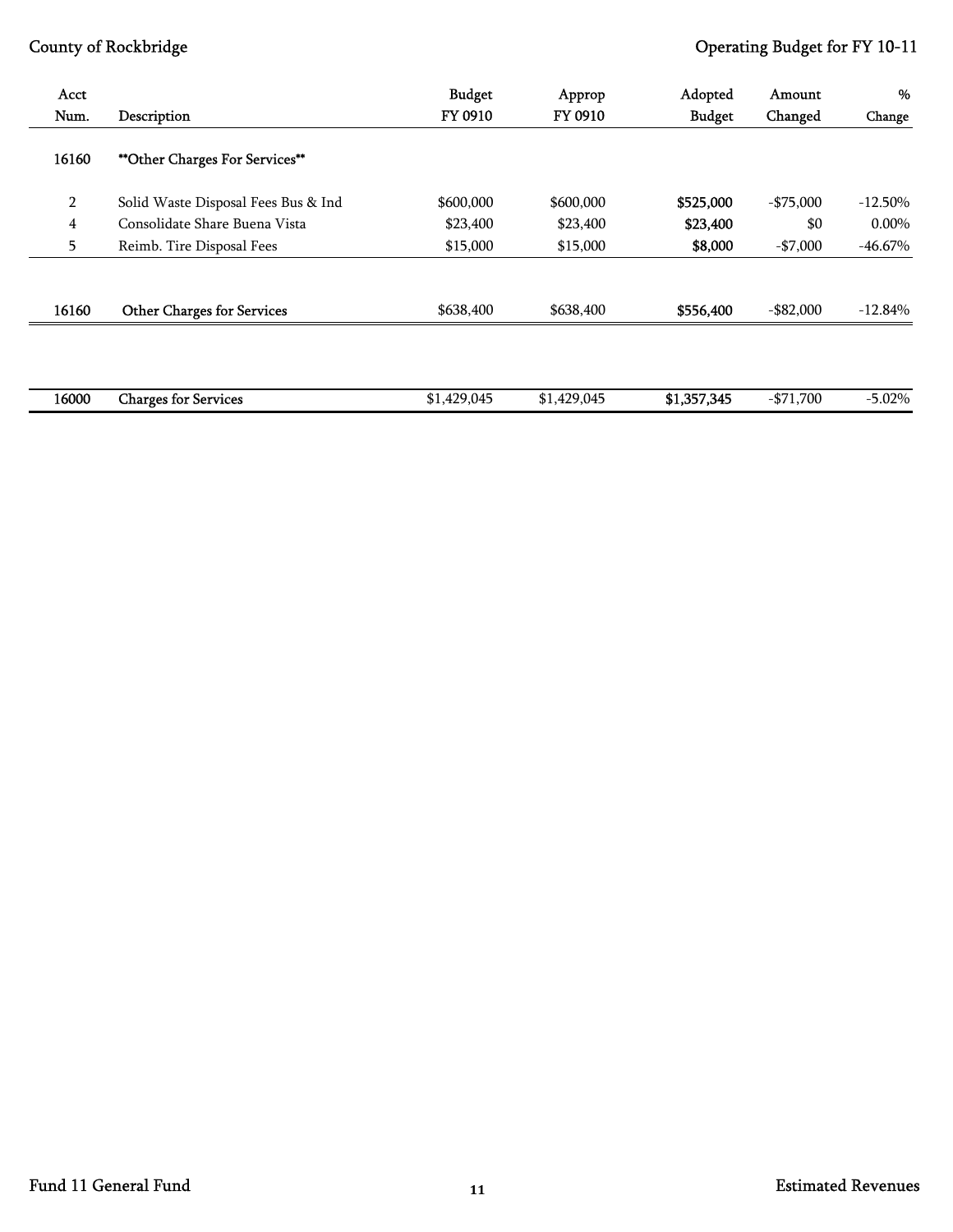| Acct Num. | Description | Budget FY 0910 | Approp FY 0910 | Adopted Budget | Amount Changed | % Change |
|---|---|---|---|---|---|---|
| 16160 | **Other Charges For Services** | | | | | |
| 2 | Solid Waste Disposal Fees Bus & Ind | $600,000 | $600,000 | **$525,000** | -$75,000 | -12.50% |
| 4 | Consolidate Share Buena Vista | $23,400 | $23,400 | **$23,400** | $0 | 0.00% |
| 5 | Reimb. Tire Disposal Fees | $15,000 | $15,000 | **$8,000** | -$7,000 | -46.67% |
| 16160 | Other Charges for Services | $638,400 | $638,400 | **$556,400** | -$82,000 | -12.84% |
| 16000 | Charges for Services | $1,429,045 | $1,429,045 | **$1,357,345** | -$71,700 | -5.02% |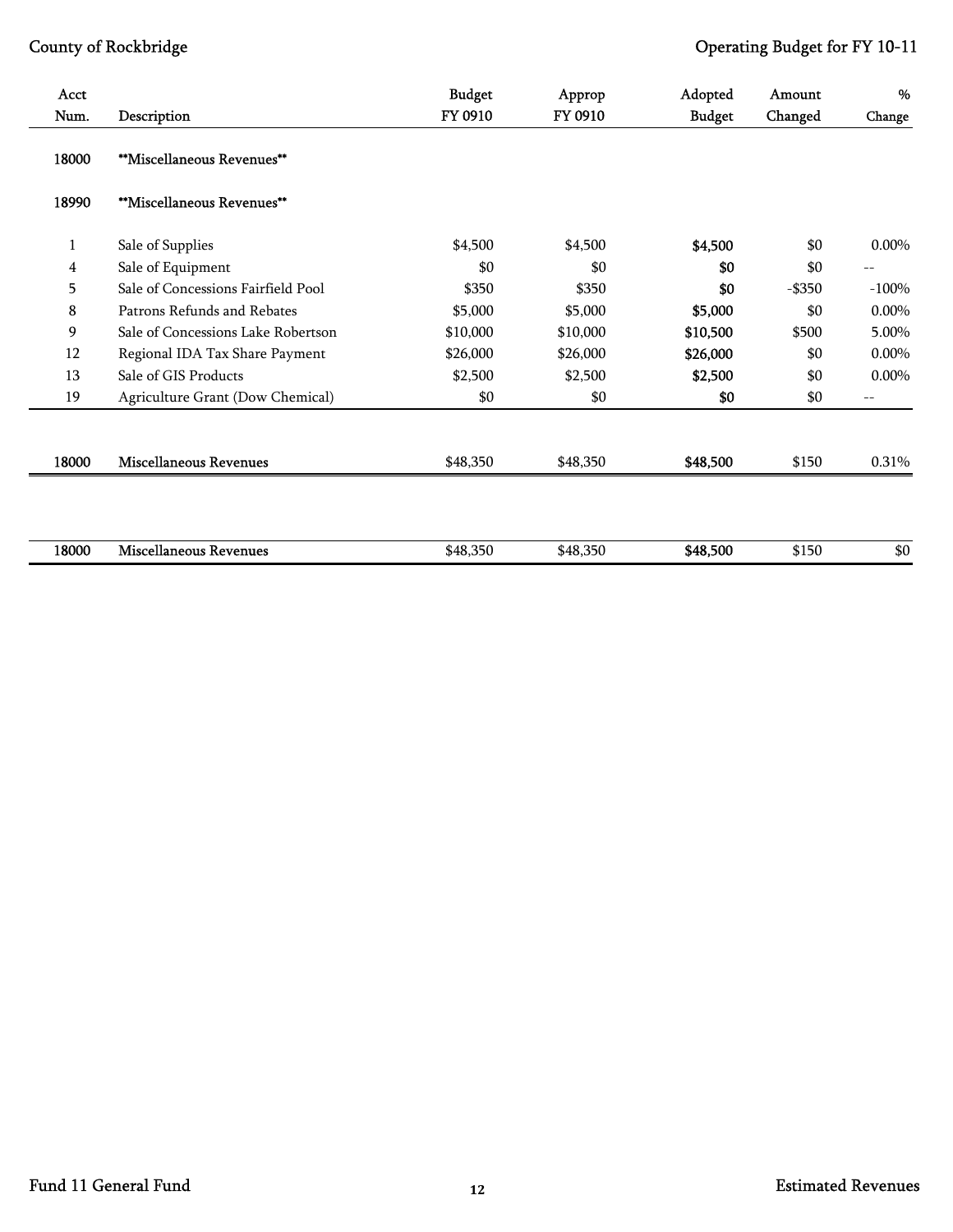| Acct Num. | Description | Budget FY 0910 | Approp FY 0910 | Adopted Budget | Amount Changed | % Change |
|---|---|---|---|---|---|---|
| 18000 | **Miscellaneous Revenues** | | | | | |
| 18990 | **Miscellaneous Revenues** | | | | | |
| 1 | Sale of Supplies | $4,500 | $4,500 | **$4,500** | $0 | 0.00% |
| 4 | Sale of Equipment | $0 | $0 | **$0** | $0 | -- |
| 5 | Sale of Concessions Fairfield Pool | $350 | $350 | **$0** | -$350 | -100% |
| 8 | Patrons Refunds and Rebates | $5,000 | $5,000 | **$5,000** | $0 | 0.00% |
| 9 | Sale of Concessions Lake Robertson | $10,000 | $10,000 | **$10,500** | $500 | 5.00% |
| 12 | Regional IDA Tax Share Payment | $26,000 | $26,000 | **$26,000** | $0 | 0.00% |
| 13 | Sale of GIS Products | $2,500 | $2,500 | **$2,500** | $0 | 0.00% |
| 19 | Agriculture Grant (Dow Chemical) | $0 | $0 | **$0** | $0 | -- |
| 18000 | Miscellaneous Revenues | $48,350 | $48,350 | **$48,500** | $150 | 0.31% |
| 18000 | Miscellaneous Revenues | $48,350 | $48,350 | **$48,500** | $150 | $0 |

Fund 11 General Fund — Estimated Revenues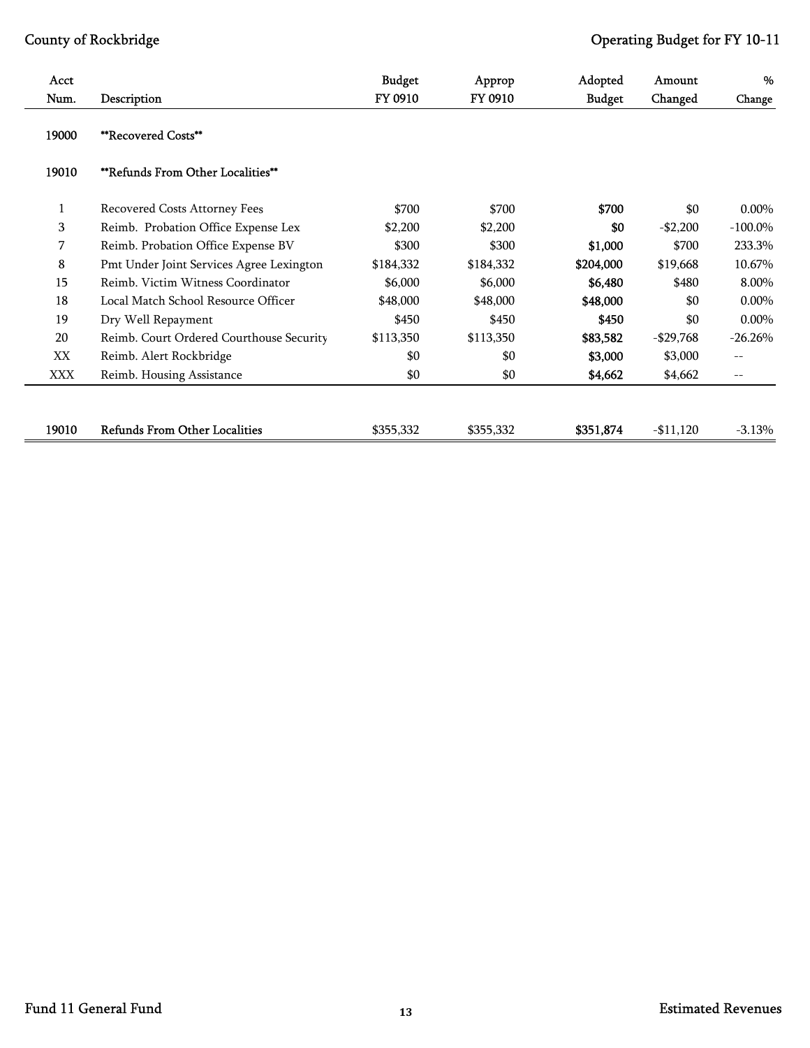| Acct Num. | Description | Budget FY 0910 | Approp FY 0910 | Adopted Budget | Amount Changed | % Change |
|---|---|---|---|---|---|---|
| 19000 | **Recovered Costs** | | | | | |
| 19010 | **Refunds From Other Localities** | | | | | |
| 1 | Recovered Costs Attorney Fees | $700 | $700 | **$700** | $0 | 0.00% |
| 3 | Reimb. Probation Office Expense Lex | $2,200 | $2,200 | **$0** | -$2,200 | -100.0% |
| 7 | Reimb. Probation Office Expense BV | $300 | $300 | **$1,000** | $700 | 233.3% |
| 8 | Pmt Under Joint Services Agree Lexington | $184,332 | $184,332 | **$204,000** | $19,668 | 10.67% |
| 15 | Reimb. Victim Witness Coordinator | $6,000 | $6,000 | **$6,480** | $480 | 8.00% |
| 18 | Local Match School Resource Officer | $48,000 | $48,000 | **$48,000** | $0 | 0.00% |
| 19 | Dry Well Repayment | $450 | $450 | **$450** | $0 | 0.00% |
| 20 | Reimb. Court Ordered Courthouse Security | $113,350 | $113,350 | **$83,582** | -$29,768 | -26.26% |
| XX | Reimb. Alert Rockbridge | $0 | $0 | **$3,000** | $3,000 | -- |
| XXX | Reimb. Housing Assistance | $0 | $0 | **$4,662** | $4,662 | -- |
| 19010 | Refunds From Other Localities | $355,332 | $355,332 | **$351,874** | -$11,120 | -3.13% |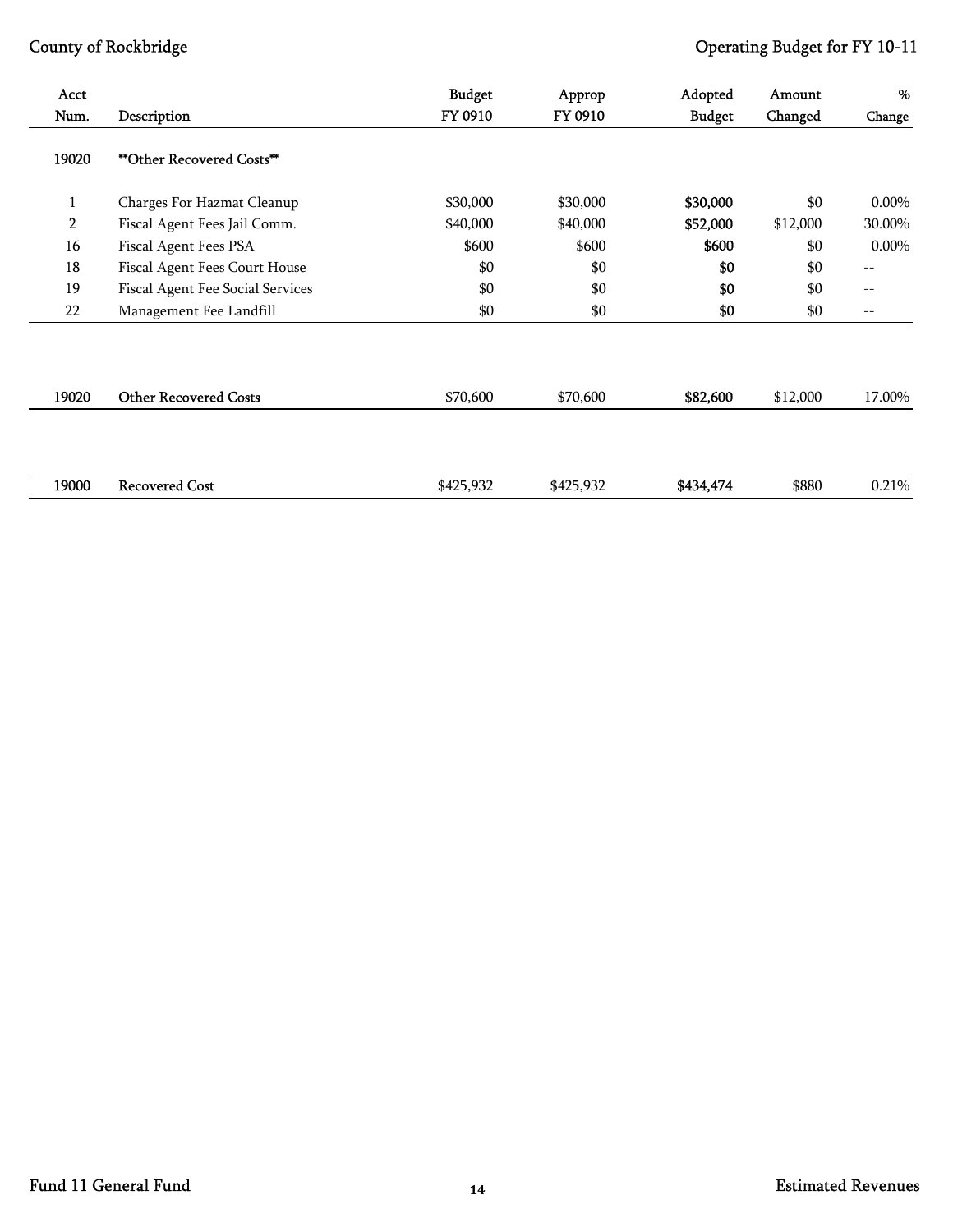| Acct Num. | Description | Budget FY 0910 | Approp FY 0910 | Adopted Budget | Amount Changed | % Change |
|---|---|---|---|---|---|---|
| 19020 | **Other Recovered Costs** | | | | | |
| 1 | Charges For Hazmat Cleanup | $30,000 | $30,000 | **$30,000** | $0 | 0.00% |
| 2 | Fiscal Agent Fees Jail Comm. | $40,000 | $40,000 | **$52,000** | $12,000 | 30.00% |
| 16 | Fiscal Agent Fees PSA | $600 | $600 | **$600** | $0 | 0.00% |
| 18 | Fiscal Agent Fees Court House | $0 | $0 | **$0** | $0 | -- |
| 19 | Fiscal Agent Fee Social Services | $0 | $0 | **$0** | $0 | -- |
| 22 | Management Fee Landfill | $0 | $0 | **$0** | $0 | -- |
| 19020 | Other Recovered Costs | $70,600 | $70,600 | **$82,600** | $12,000 | 17.00% |
| 19000 | Recovered Cost | $425,932 | $425,932 | **$434,474** | $880 | 0.21% |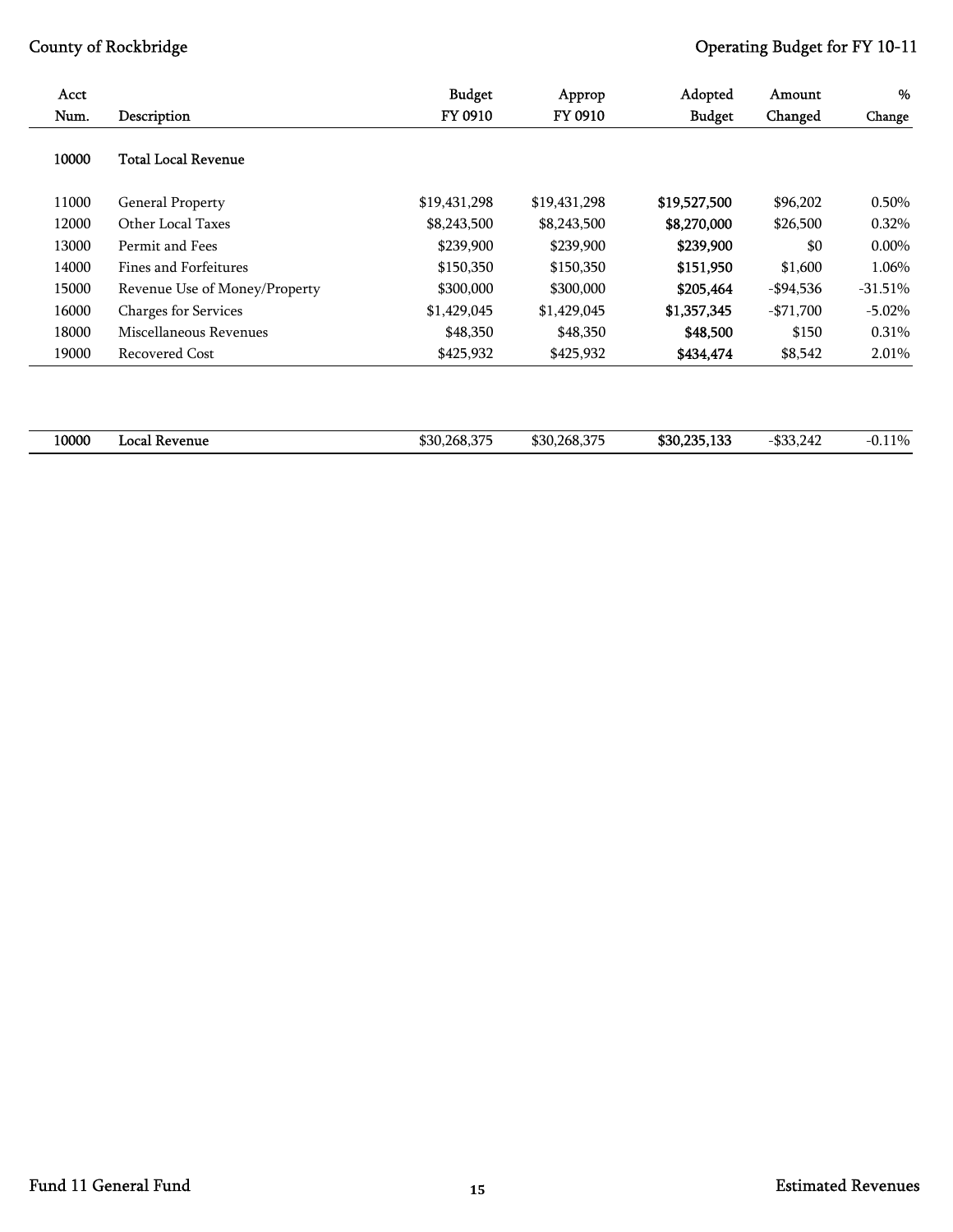| Acct Num. | Description | Budget FY 0910 | Approp FY 0910 | Adopted Budget | Amount Changed | % Change |
|---|---|---|---|---|---|---|
| **10000** | **Total Local Revenue** | | | | | |
| 11000 | General Property | $19,431,298 | $19,431,298 | **$19,527,500** | $96,202 | 0.50% |
| 12000 | Other Local Taxes | $8,243,500 | $8,243,500 | **$8,270,000** | $26,500 | 0.32% |
| 13000 | Permit and Fees | $239,900 | $239,900 | **$239,900** | $0 | 0.00% |
| 14000 | Fines and Forfeitures | $150,350 | $150,350 | **$151,950** | $1,600 | 1.06% |
| 15000 | Revenue Use of Money/Property | $300,000 | $300,000 | **$205,464** | -$94,536 | -31.51% |
| 16000 | Charges for Services | $1,429,045 | $1,429,045 | **$1,357,345** | -$71,700 | -5.02% |
| 18000 | Miscellaneous Revenues | $48,350 | $48,350 | **$48,500** | $150 | 0.31% |
| 19000 | Recovered Cost | $425,932 | $425,932 | **$434,474** | $8,542 | 2.01% |
| **10000** | **Local Revenue** | $30,268,375 | $30,268,375 | **$30,235,133** | -$33,242 | -0.11% |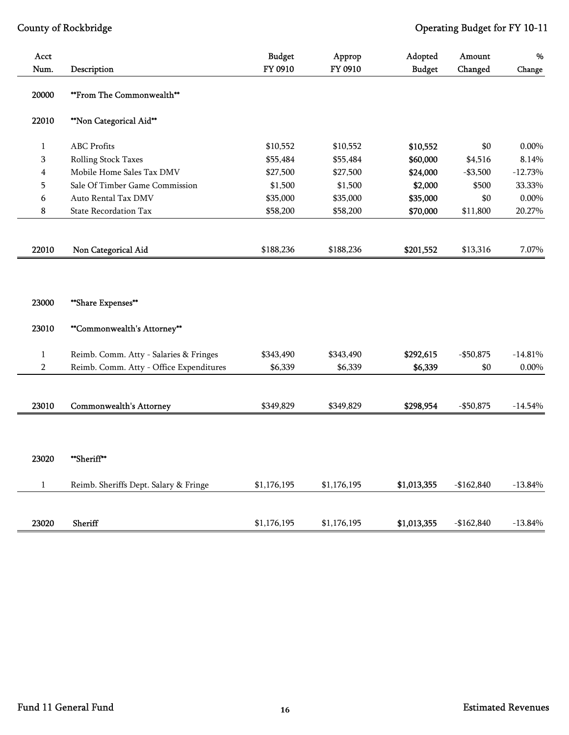| Acct Num. | Description | Budget FY 0910 | Approp FY 0910 | Adopted Budget | Amount Changed | % Change |
|---|---|---|---|---|---|---|
| 20000 | **From The Commonwealth** | | | | | |
| 22010 | **Non Categorical Aid** | | | | | |
| 1 | ABC Profits | $10,552 | $10,552 | **$10,552** | $0 | 0.00% |
| 3 | Rolling Stock Taxes | $55,484 | $55,484 | **$60,000** | $4,516 | 8.14% |
| 4 | Mobile Home Sales Tax DMV | $27,500 | $27,500 | **$24,000** | -$3,500 | -12.73% |
| 5 | Sale Of Timber Game Commission | $1,500 | $1,500 | **$2,000** | $500 | 33.33% |
| 6 | Auto Rental Tax DMV | $35,000 | $35,000 | **$35,000** | $0 | 0.00% |
| 8 | State Recordation Tax | $58,200 | $58,200 | **$70,000** | $11,800 | 20.27% |
| 22010 | Non Categorical Aid | $188,236 | $188,236 | **$201,552** | $13,316 | 7.07% |
| 23000 | **Share Expenses** | | | | | |
| 23010 | **Commonwealth's Attorney** | | | | | |
| 1 | Reimb. Comm. Atty - Salaries & Fringes | $343,490 | $343,490 | **$292,615** | -$50,875 | -14.81% |
| 2 | Reimb. Comm. Atty - Office Expenditures | $6,339 | $6,339 | **$6,339** | $0 | 0.00% |
| 23010 | Commonwealth's Attorney | $349,829 | $349,829 | **$298,954** | -$50,875 | -14.54% |
| 23020 | **Sheriff** | | | | | |
| 1 | Reimb. Sheriffs Dept. Salary & Fringe | $1,176,195 | $1,176,195 | **$1,013,355** | -$162,840 | -13.84% |
| 23020 | Sheriff | $1,176,195 | $1,176,195 | **$1,013,355** | -$162,840 | -13.84% |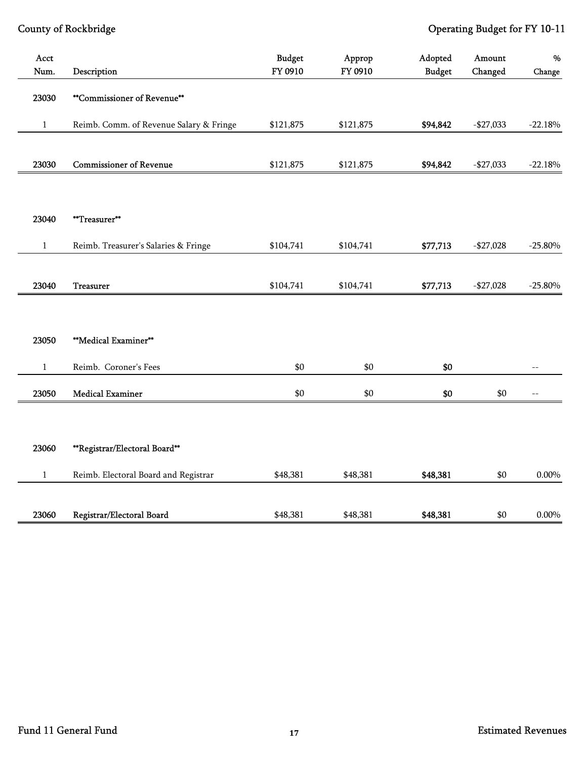| Acct Num. | Description | Budget FY 0910 | Approp FY 0910 | Adopted Budget | Amount Changed | % Change |
|---|---|---|---|---|---|---|
| 23030 | **Commissioner of Revenue** | | | | | |
| 1 | Reimb. Comm. of Revenue Salary & Fringe | $121,875 | $121,875 | **$94,842** | -$27,033 | -22.18% |
| 23030 | Commissioner of Revenue | $121,875 | $121,875 | **$94,842** | -$27,033 | -22.18% |
| 23040 | **Treasurer** | | | | | |
| 1 | Reimb. Treasurer's Salaries & Fringe | $104,741 | $104,741 | **$77,713** | -$27,028 | -25.80% |
| 23040 | Treasurer | $104,741 | $104,741 | **$77,713** | -$27,028 | -25.80% |
| 23050 | **Medical Examiner** | | | | | |
| 1 | Reimb. Coroner's Fees | $0 | $0 | **$0** | | -- |
| 23050 | Medical Examiner | $0 | $0 | **$0** | $0 | -- |
| 23060 | **Registrar/Electoral Board** | | | | | |
| 1 | Reimb. Electoral Board and Registrar | $48,381 | $48,381 | **$48,381** | $0 | 0.00% |
| 23060 | Registrar/Electoral Board | $48,381 | $48,381 | **$48,381** | $0 | 0.00% |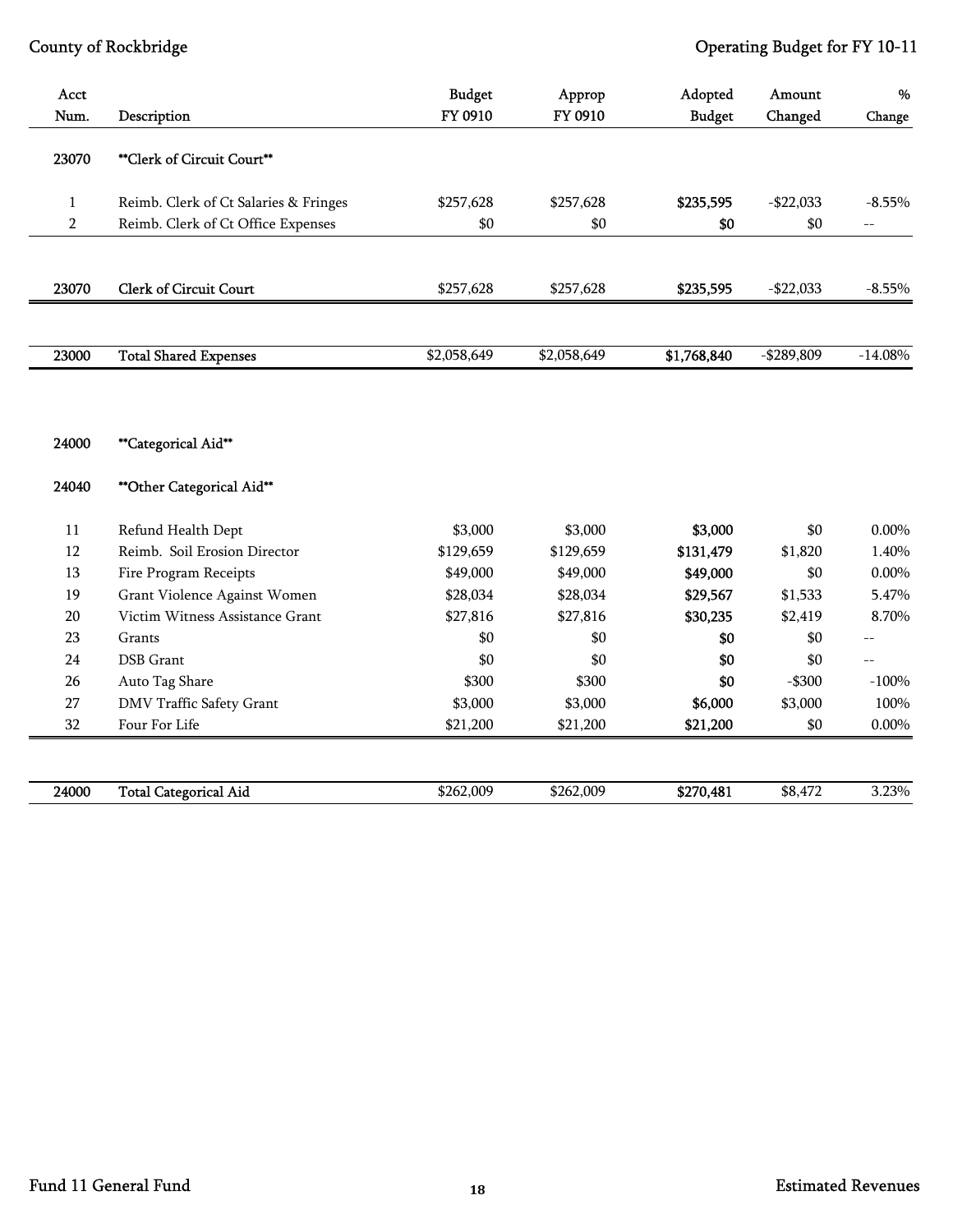| Acct Num. | Description | Budget FY 0910 | Approp FY 0910 | Adopted Budget | Amount Changed | % Change |
|---|---|---|---|---|---|---|
| 23070 | **Clerk of Circuit Court** | | | | | |
| 1 | Reimb. Clerk of Ct Salaries & Fringes | $257,628 | $257,628 | **$235,595** | -$22,033 | -8.55% |
| 2 | Reimb. Clerk of Ct Office Expenses | $0 | $0 | **$0** | $0 | -- |
| 23070 | Clerk of Circuit Court | $257,628 | $257,628 | **$235,595** | -$22,033 | -8.55% |
| 23000 | Total Shared Expenses | $2,058,649 | $2,058,649 | **$1,768,840** | -$289,809 | -14.08% |
| 24000 | **Categorical Aid** | | | | | |
| 24040 | **Other Categorical Aid** | | | | | |
| 11 | Refund Health Dept | $3,000 | $3,000 | **$3,000** | $0 | 0.00% |
| 12 | Reimb. Soil Erosion Director | $129,659 | $129,659 | **$131,479** | $1,820 | 1.40% |
| 13 | Fire Program Receipts | $49,000 | $49,000 | **$49,000** | $0 | 0.00% |
| 19 | Grant Violence Against Women | $28,034 | $28,034 | **$29,567** | $1,533 | 5.47% |
| 20 | Victim Witness Assistance Grant | $27,816 | $27,816 | **$30,235** | $2,419 | 8.70% |
| 23 | Grants | $0 | $0 | **$0** | $0 | -- |
| 24 | DSB Grant | $0 | $0 | **$0** | $0 | -- |
| 26 | Auto Tag Share | $300 | $300 | **$0** | -$300 | -100% |
| 27 | DMV Traffic Safety Grant | $3,000 | $3,000 | **$6,000** | $3,000 | 100% |
| 32 | Four For Life | $21,200 | $21,200 | **$21,200** | $0 | 0.00% |
| 24000 | Total Categorical Aid | $262,009 | $262,009 | **$270,481** | $8,472 | 3.23% |

Fund 11 General Fund — Estimated Revenues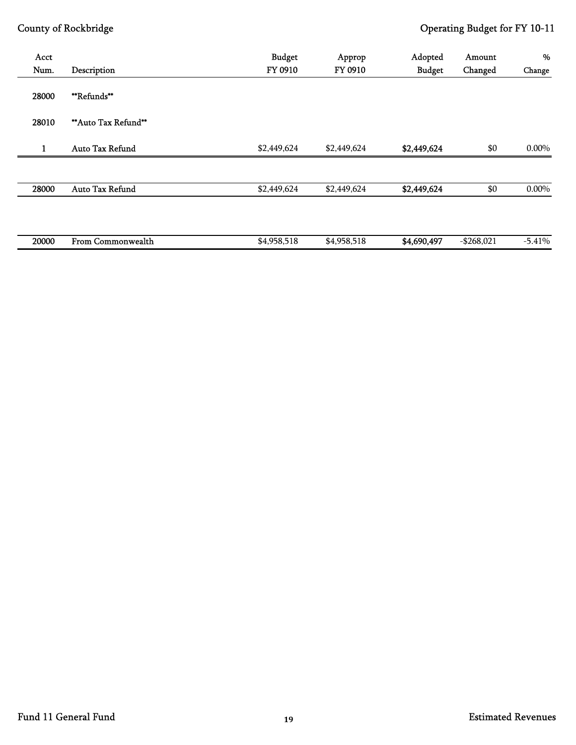| Acct Num. | Description | Budget FY 0910 | Approp FY 0910 | Adopted Budget | Amount Changed | % Change |
|---|---|---|---|---|---|---|
| 28000 | **Refunds** | | | | | |
| 28010 | **Auto Tax Refund** | | | | | |
| 1 | Auto Tax Refund | $2,449,624 | $2,449,624 | **$2,449,624** | $0 | 0.00% |
| 28000 | Auto Tax Refund | $2,449,624 | $2,449,624 | **$2,449,624** | $0 | 0.00% |
| 20000 | From Commonwealth | $4,958,518 | $4,958,518 | **$4,690,497** | -$268,021 | -5.41% |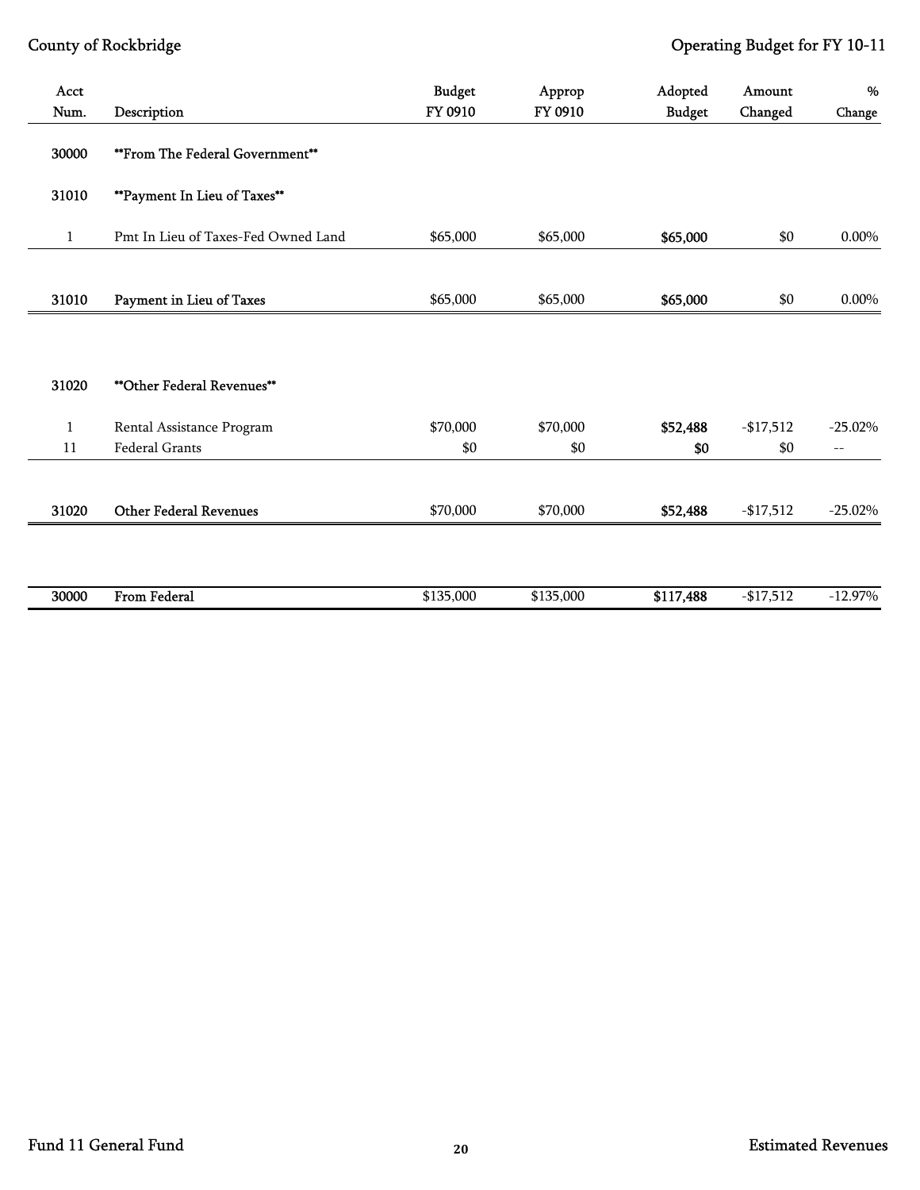| Acct Num. | Description | Budget FY 0910 | Approp FY 0910 | Adopted Budget | Amount Changed | % Change |
|---|---|---|---|---|---|---|
| 30000 | **From The Federal Government** | | | | | |
| 31010 | **Payment In Lieu of Taxes** | | | | | |
| 1 | Pmt In Lieu of Taxes-Fed Owned Land | $65,000 | $65,000 | **$65,000** | $0 | 0.00% |
| **31010** | **Payment in Lieu of Taxes** | $65,000 | $65,000 | **$65,000** | $0 | 0.00% |
| 31020 | **Other Federal Revenues** | | | | | |
| 1 | Rental Assistance Program | $70,000 | $70,000 | **$52,488** | -$17,512 | -25.02% |
| 11 | Federal Grants | $0 | $0 | **$0** | $0 | -- |
| **31020** | **Other Federal Revenues** | $70,000 | $70,000 | **$52,488** | -$17,512 | -25.02% |
| **30000** | **From Federal** | $135,000 | $135,000 | **$117,488** | -$17,512 | -12.97% |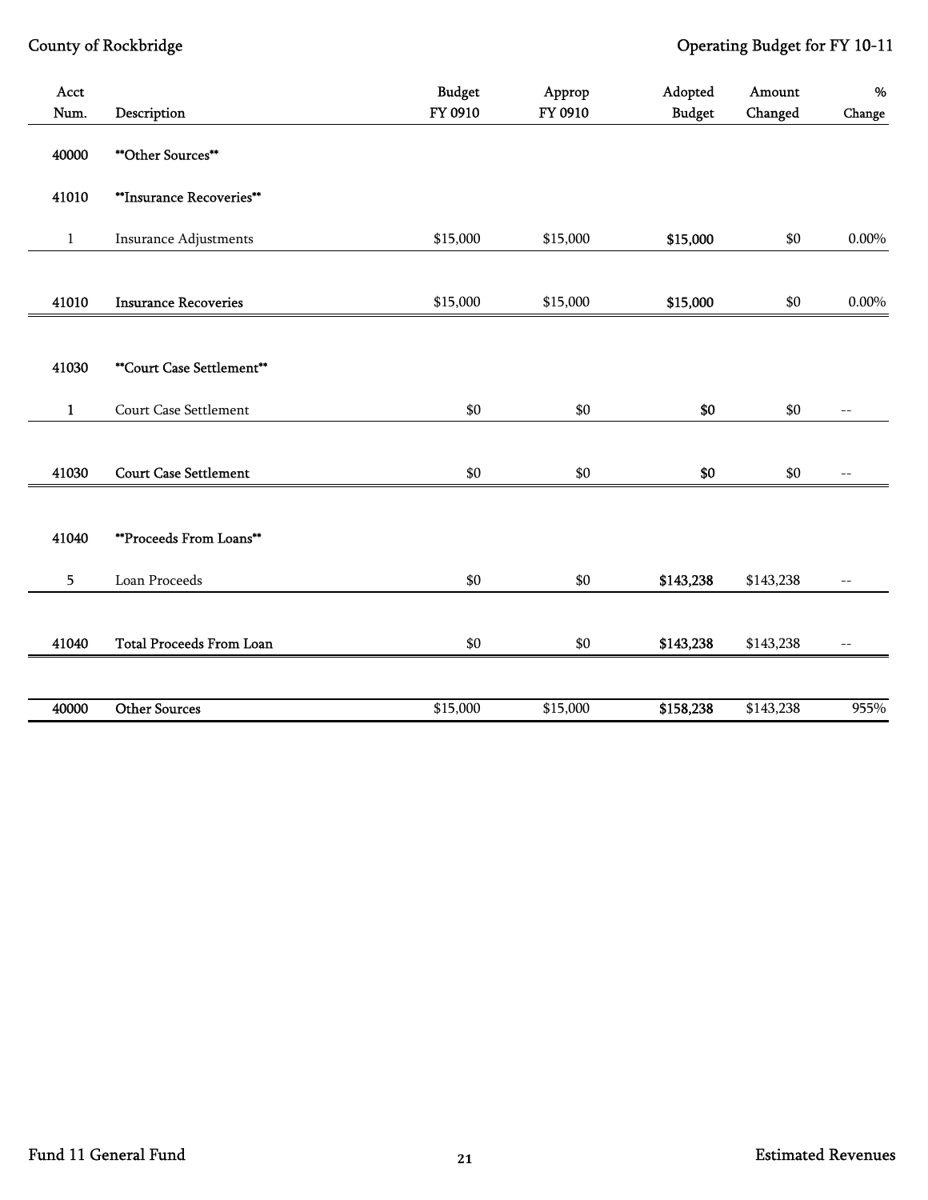| Acct Num. | Description | Budget FY 0910 | Approp FY 0910 | Adopted Budget | Amount Changed | % Change |
|---|---|---|---|---|---|---|
| 40000 | \*\*Other Sources\*\* | | | | | |
| 41010 | \*\*Insurance Recoveries\*\* | | | | | |
| 1 | Insurance Adjustments | $15,000 | $15,000 | **$15,000** | $0 | 0.00% |
| **41010** | **Insurance Recoveries** | $15,000 | $15,000 | **$15,000** | $0 | 0.00% |
| 41030 | \*\*Court Case Settlement\*\* | | | | | |
| 1 | Court Case Settlement | $0 | $0 | **$0** | $0 | -- |
| **41030** | **Court Case Settlement** | $0 | $0 | **$0** | $0 | -- |
| 41040 | \*\*Proceeds From Loans\*\* | | | | | |
| 5 | Loan Proceeds | $0 | $0 | **$143,238** | $143,238 | -- |
| **41040** | **Total Proceeds From Loan** | $0 | $0 | **$143,238** | $143,238 | -- |
| **40000** | **Other Sources** | $15,000 | $15,000 | **$158,238** | $143,238 | 955% |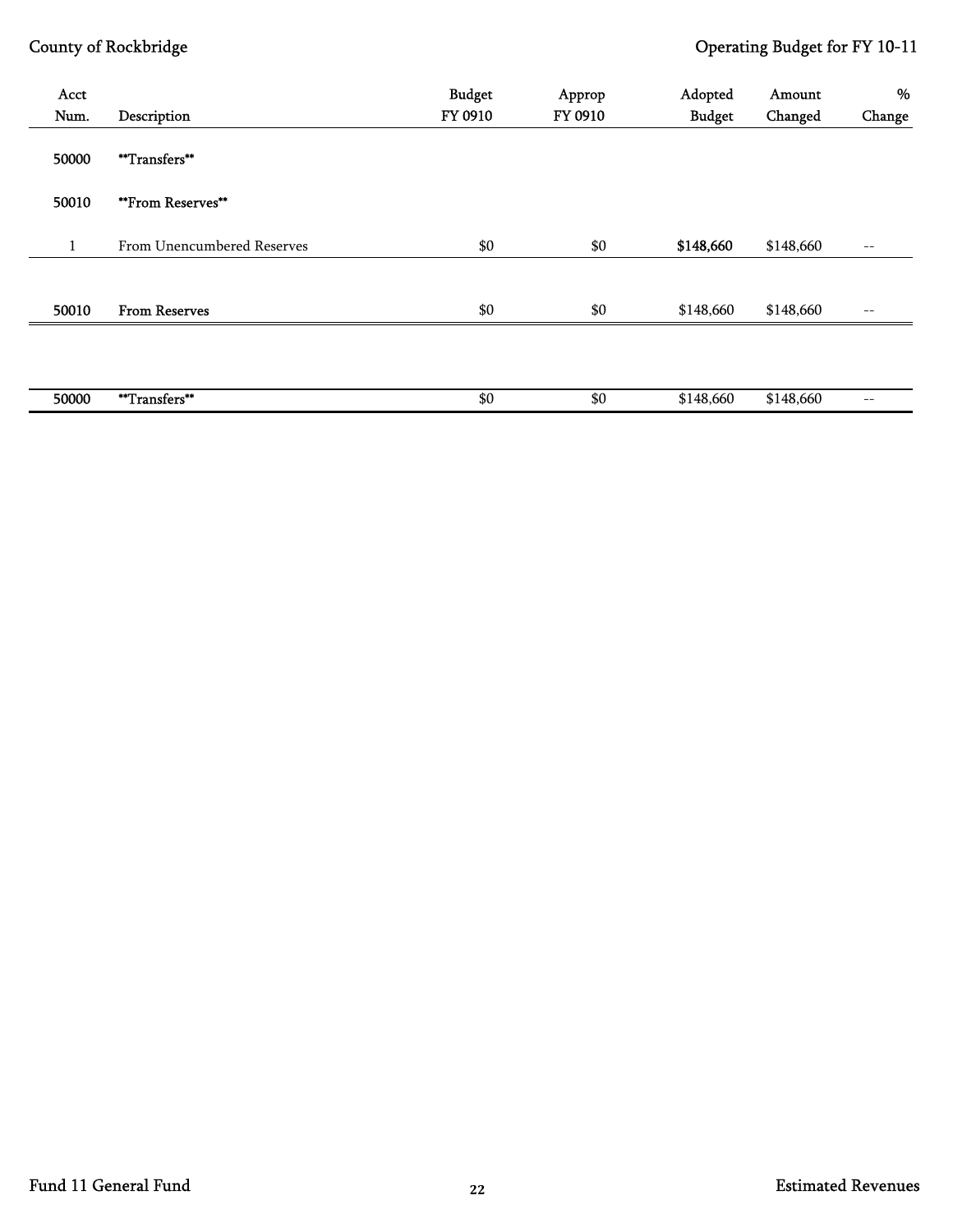| Acct Num. | Description | Budget FY 0910 | Approp FY 0910 | Adopted Budget | Amount Changed | % Change |
|---|---|---|---|---|---|---|
| 50000 | **Transfers** | | | | | |
| 50010 | **From Reserves** | | | | | |
| 1 | From Unencumbered Reserves | $0 | $0 | **$148,660** | $148,660 | -- |
| **50010** | **From Reserves** | $0 | $0 | $148,660 | $148,660 | -- |
| **50000** | **Transfers** | $0 | $0 | $148,660 | $148,660 | -- |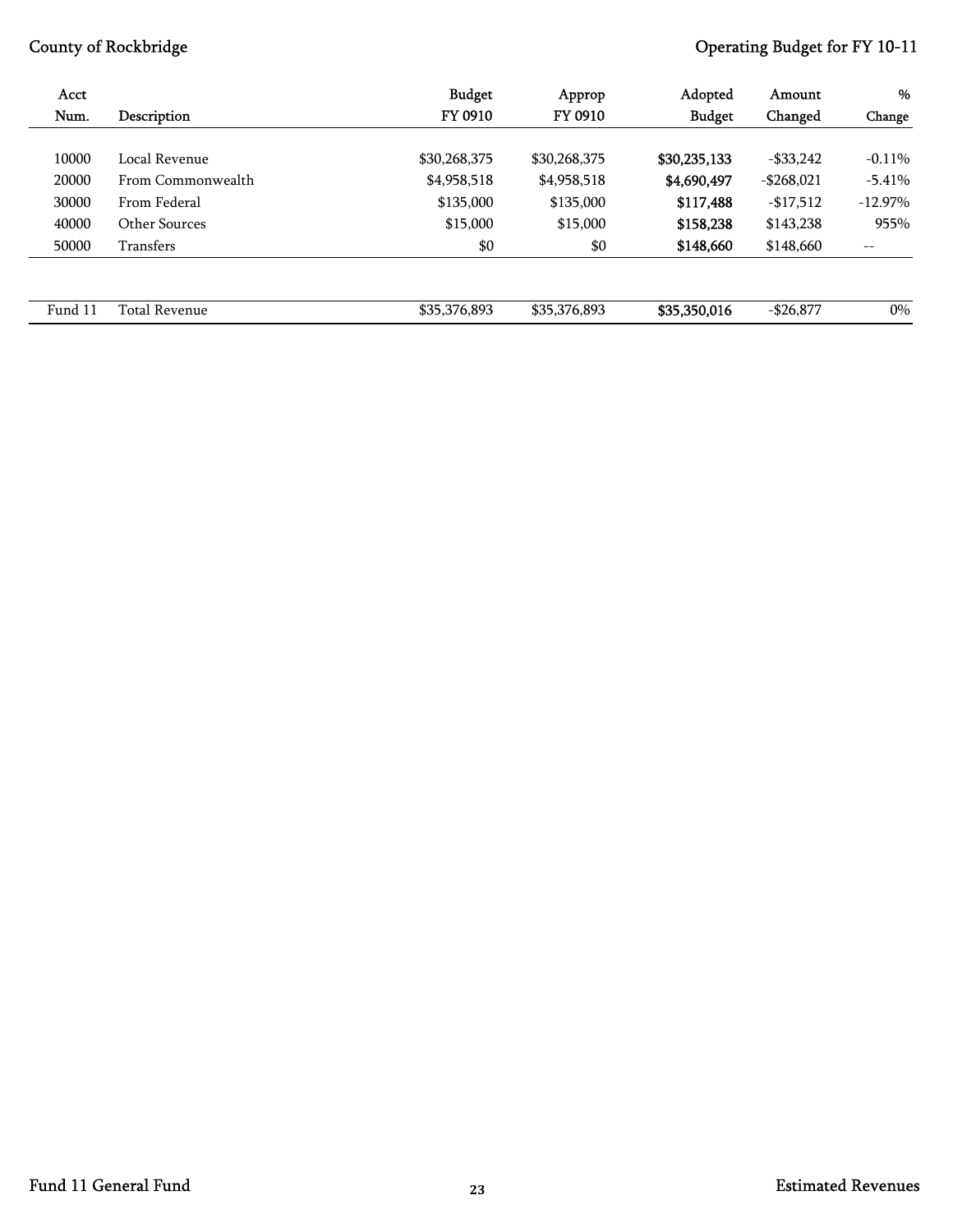| Acct Num. | Description | Budget FY 0910 | Approp FY 0910 | Adopted Budget | Amount Changed | % Change |
|---|---|---|---|---|---|---|
| 10000 | Local Revenue | $30,268,375 | $30,268,375 | **$30,235,133** | -$33,242 | -0.11% |
| 20000 | From Commonwealth | $4,958,518 | $4,958,518 | **$4,690,497** | -$268,021 | -5.41% |
| 30000 | From Federal | $135,000 | $135,000 | **$117,488** | -$17,512 | -12.97% |
| 40000 | Other Sources | $15,000 | $15,000 | **$158,238** | $143,238 | 955% |
| 50000 | Transfers | $0 | $0 | **$148,660** | $148,660 | -- |
| Fund 11 | Total Revenue | $35,376,893 | $35,376,893 | **$35,350,016** | -$26,877 | 0% |

Fund 11 General Fund

Estimated Revenues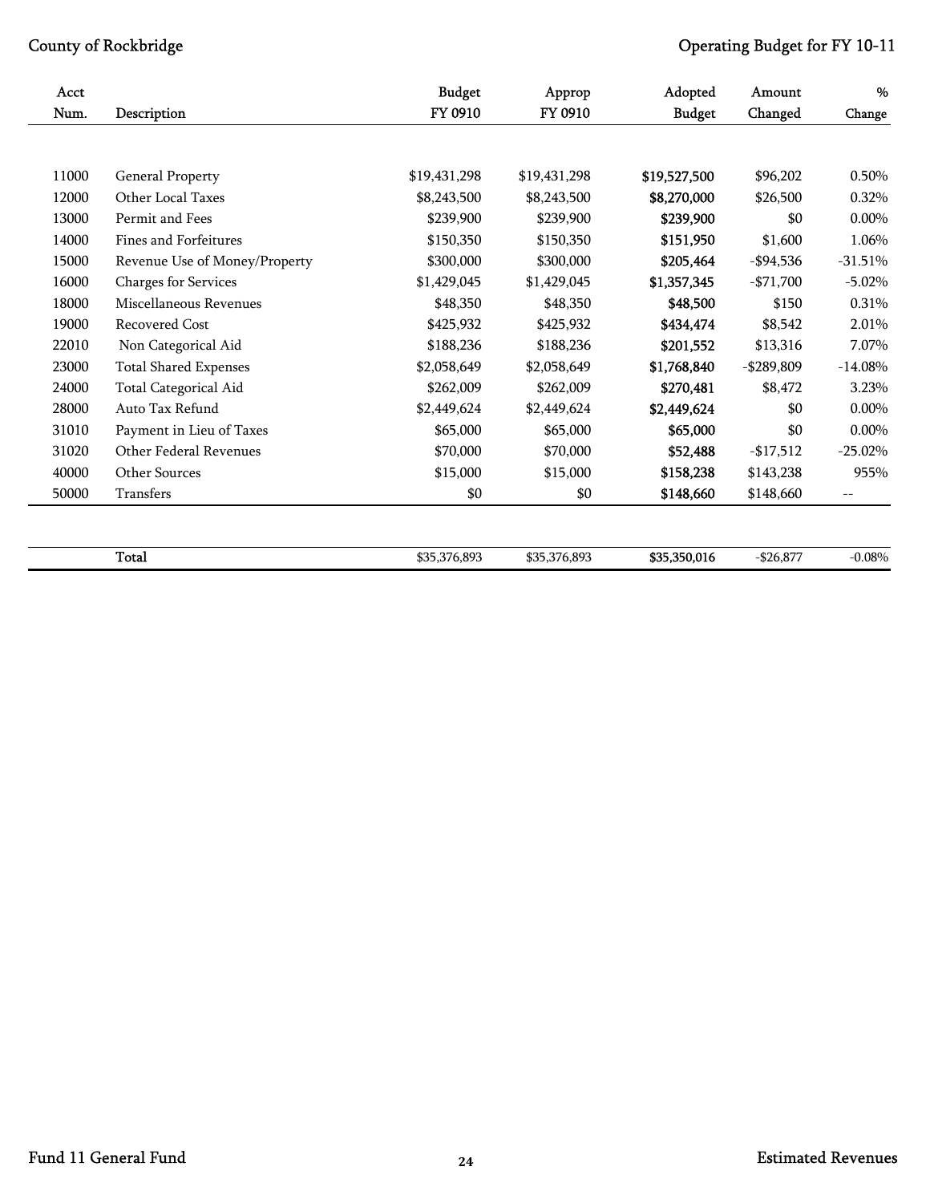| Acct Num. | Description | Budget FY 0910 | Approp FY 0910 | Adopted Budget | Amount Changed | % Change |
|---|---|---|---|---|---|---|
| 11000 | General Property | $19,431,298 | $19,431,298 | **$19,527,500** | $96,202 | 0.50% |
| 12000 | Other Local Taxes | $8,243,500 | $8,243,500 | **$8,270,000** | $26,500 | 0.32% |
| 13000 | Permit and Fees | $239,900 | $239,900 | **$239,900** | $0 | 0.00% |
| 14000 | Fines and Forfeitures | $150,350 | $150,350 | **$151,950** | $1,600 | 1.06% |
| 15000 | Revenue Use of Money/Property | $300,000 | $300,000 | **$205,464** | -$94,536 | -31.51% |
| 16000 | Charges for Services | $1,429,045 | $1,429,045 | **$1,357,345** | -$71,700 | -5.02% |
| 18000 | Miscellaneous Revenues | $48,350 | $48,350 | **$48,500** | $150 | 0.31% |
| 19000 | Recovered Cost | $425,932 | $425,932 | **$434,474** | $8,542 | 2.01% |
| 22010 | Non Categorical Aid | $188,236 | $188,236 | **$201,552** | $13,316 | 7.07% |
| 23000 | Total Shared Expenses | $2,058,649 | $2,058,649 | **$1,768,840** | -$289,809 | -14.08% |
| 24000 | Total Categorical Aid | $262,009 | $262,009 | **$270,481** | $8,472 | 3.23% |
| 28000 | Auto Tax Refund | $2,449,624 | $2,449,624 | **$2,449,624** | $0 | 0.00% |
| 31010 | Payment in Lieu of Taxes | $65,000 | $65,000 | **$65,000** | $0 | 0.00% |
| 31020 | Other Federal Revenues | $70,000 | $70,000 | **$52,488** | -$17,512 | -25.02% |
| 40000 | Other Sources | $15,000 | $15,000 | **$158,238** | $143,238 | 955% |
| 50000 | Transfers | $0 | $0 | **$148,660** | $148,660 | -- |
| | **Total** | $35,376,893 | $35,376,893 | **$35,350,016** | -$26,877 | -0.08% |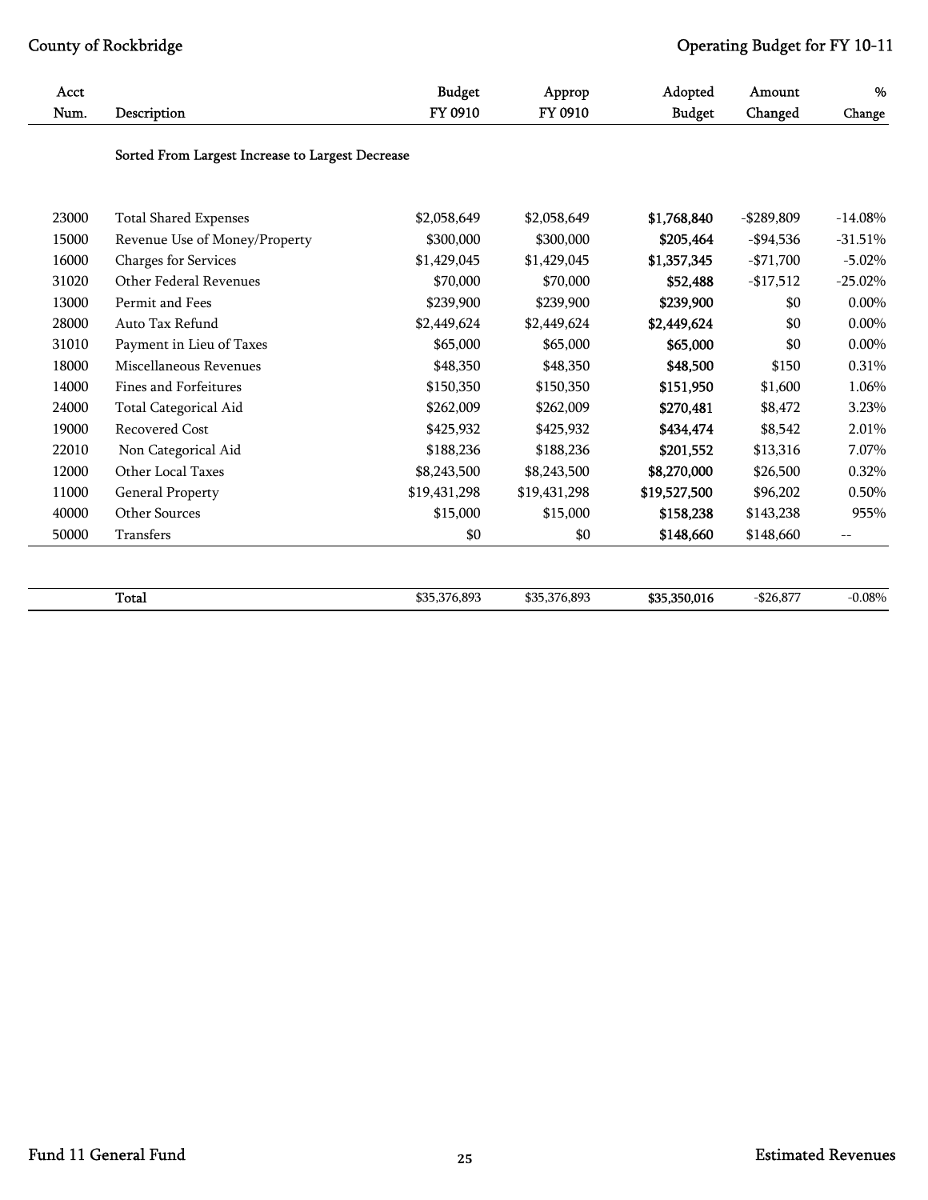| Acct Num. | Description | Budget FY 0910 | Approp FY 0910 | Adopted Budget | Amount Changed | % Change |
|---|---|---|---|---|---|---|
| | Sorted From Largest Increase to Largest Decrease | | | | | |
| 23000 | Total Shared Expenses | $2,058,649 | $2,058,649 | **$1,768,840** | -$289,809 | -14.08% |
| 15000 | Revenue Use of Money/Property | $300,000 | $300,000 | **$205,464** | -$94,536 | -31.51% |
| 16000 | Charges for Services | $1,429,045 | $1,429,045 | **$1,357,345** | -$71,700 | -5.02% |
| 31020 | Other Federal Revenues | $70,000 | $70,000 | **$52,488** | -$17,512 | -25.02% |
| 13000 | Permit and Fees | $239,900 | $239,900 | **$239,900** | $0 | 0.00% |
| 28000 | Auto Tax Refund | $2,449,624 | $2,449,624 | **$2,449,624** | $0 | 0.00% |
| 31010 | Payment in Lieu of Taxes | $65,000 | $65,000 | **$65,000** | $0 | 0.00% |
| 18000 | Miscellaneous Revenues | $48,350 | $48,350 | **$48,500** | $150 | 0.31% |
| 14000 | Fines and Forfeitures | $150,350 | $150,350 | **$151,950** | $1,600 | 1.06% |
| 24000 | Total Categorical Aid | $262,009 | $262,009 | **$270,481** | $8,472 | 3.23% |
| 19000 | Recovered Cost | $425,932 | $425,932 | **$434,474** | $8,542 | 2.01% |
| 22010 | Non Categorical Aid | $188,236 | $188,236 | **$201,552** | $13,316 | 7.07% |
| 12000 | Other Local Taxes | $8,243,500 | $8,243,500 | **$8,270,000** | $26,500 | 0.32% |
| 11000 | General Property | $19,431,298 | $19,431,298 | **$19,527,500** | $96,202 | 0.50% |
| 40000 | Other Sources | $15,000 | $15,000 | **$158,238** | $143,238 | 955% |
| 50000 | Transfers | $0 | $0 | **$148,660** | $148,660 | -- |
| | Total | $35,376,893 | $35,376,893 | **$35,350,016** | -$26,877 | -0.08% |